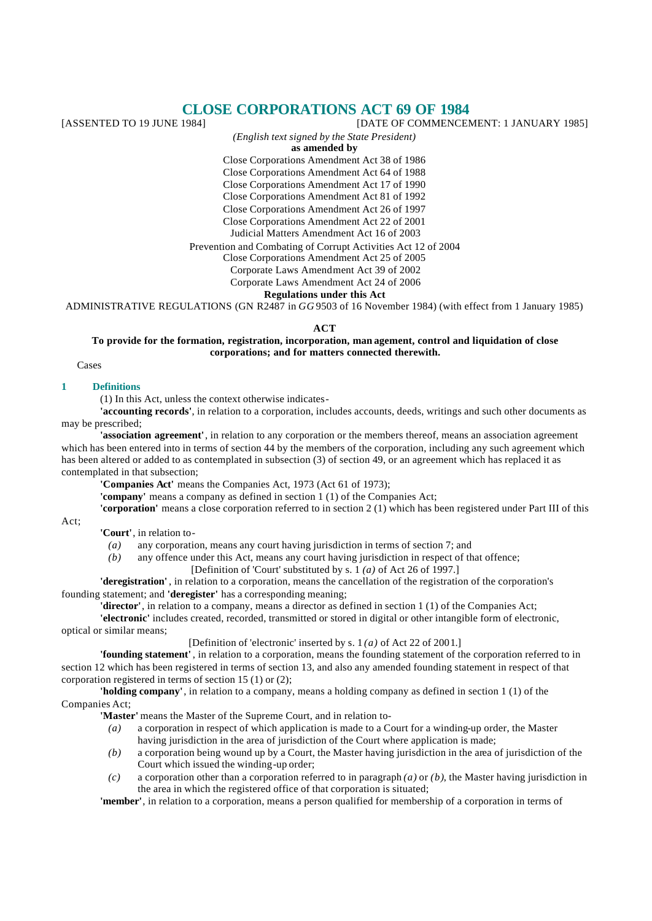# CLOSE CORPORATIONS ACT 69 OF 1984

[ASSENTED TO 19 JUNE 1984] [DATE OF COMMENCEMENT: 1 JANUARY 1985]

*(English text signed by the State President)*

**as amended by**

Close Corporations Amendment Act 38 of 1986
Close Corporations Amendment Act 64 of 1988
Close Corporations Amendment Act 17 of 1990
Close Corporations Amendment Act 81 of 1992
Close Corporations Amendment Act 26 of 1997
Close Corporations Amendment Act 22 of 2001
Judicial Matters Amendment Act 16 of 2003
Prevention and Combating of Corrupt Activities Act 12 of 2004
Close Corporations Amendment Act 25 of 2005
Corporate Laws Amendment Act 39 of 2002
Corporate Laws Amendment Act 24 of 2006

**Regulations under this Act**

ADMINISTRATIVE REGULATIONS (GN R2487 in *GG* 9503 of 16 November 1984) (with effect from 1 January 1985)

**ACT**

**To provide for the formation, registration, incorporation, management, control and liquidation of close corporations; and for matters connected therewith.**

Cases

## 1 Definitions

(1) In this Act, unless the context otherwise indicates-

**'accounting records'**, in relation to a corporation, includes accounts, deeds, writings and such other documents as may be prescribed;

**'association agreement'**, in relation to any corporation or the members thereof, means an association agreement which has been entered into in terms of section 44 by the members of the corporation, including any such agreement which has been altered or added to as contemplated in subsection (3) of section 49, or an agreement which has replaced it as contemplated in that subsection;

**'Companies Act'** means the Companies Act, 1973 (Act 61 of 1973);

**'company'** means a company as defined in section 1 (1) of the Companies Act;

**'corporation'** means a close corporation referred to in section 2 (1) which has been registered under Part III of this Act;

**'Court'**, in relation to-

*(a)* any corporation, means any court having jurisdiction in terms of section 7; and

*(b)* any offence under this Act, means any court having jurisdiction in respect of that offence;

[Definition of 'Court' substituted by s. 1 *(a)* of Act 26 of 1997.]

**'deregistration'**, in relation to a corporation, means the cancellation of the registration of the corporation's founding statement; and **'deregister'** has a corresponding meaning;

**'director'**, in relation to a company, means a director as defined in section 1 (1) of the Companies Act;

**'electronic'** includes created, recorded, transmitted or stored in digital or other intangible form of electronic, optical or similar means;

[Definition of 'electronic' inserted by s. 1 *(a)* of Act 22 of 2001.]

**'founding statement'**, in relation to a corporation, means the founding statement of the corporation referred to in section 12 which has been registered in terms of section 13, and also any amended founding statement in respect of that corporation registered in terms of section 15 (1) or (2);

**'holding company'**, in relation to a company, means a holding company as defined in section 1 (1) of the Companies Act;

**'Master'** means the Master of the Supreme Court, and in relation to-

*(a)* a corporation in respect of which application is made to a Court for a winding-up order, the Master having jurisdiction in the area of jurisdiction of the Court where application is made;

*(b)* a corporation being wound up by a Court, the Master having jurisdiction in the area of jurisdiction of the Court which issued the winding-up order;

*(c)* a corporation other than a corporation referred to in paragraph *(a)* or *(b)*, the Master having jurisdiction in the area in which the registered office of that corporation is situated;

**'member'**, in relation to a corporation, means a person qualified for membership of a corporation in terms of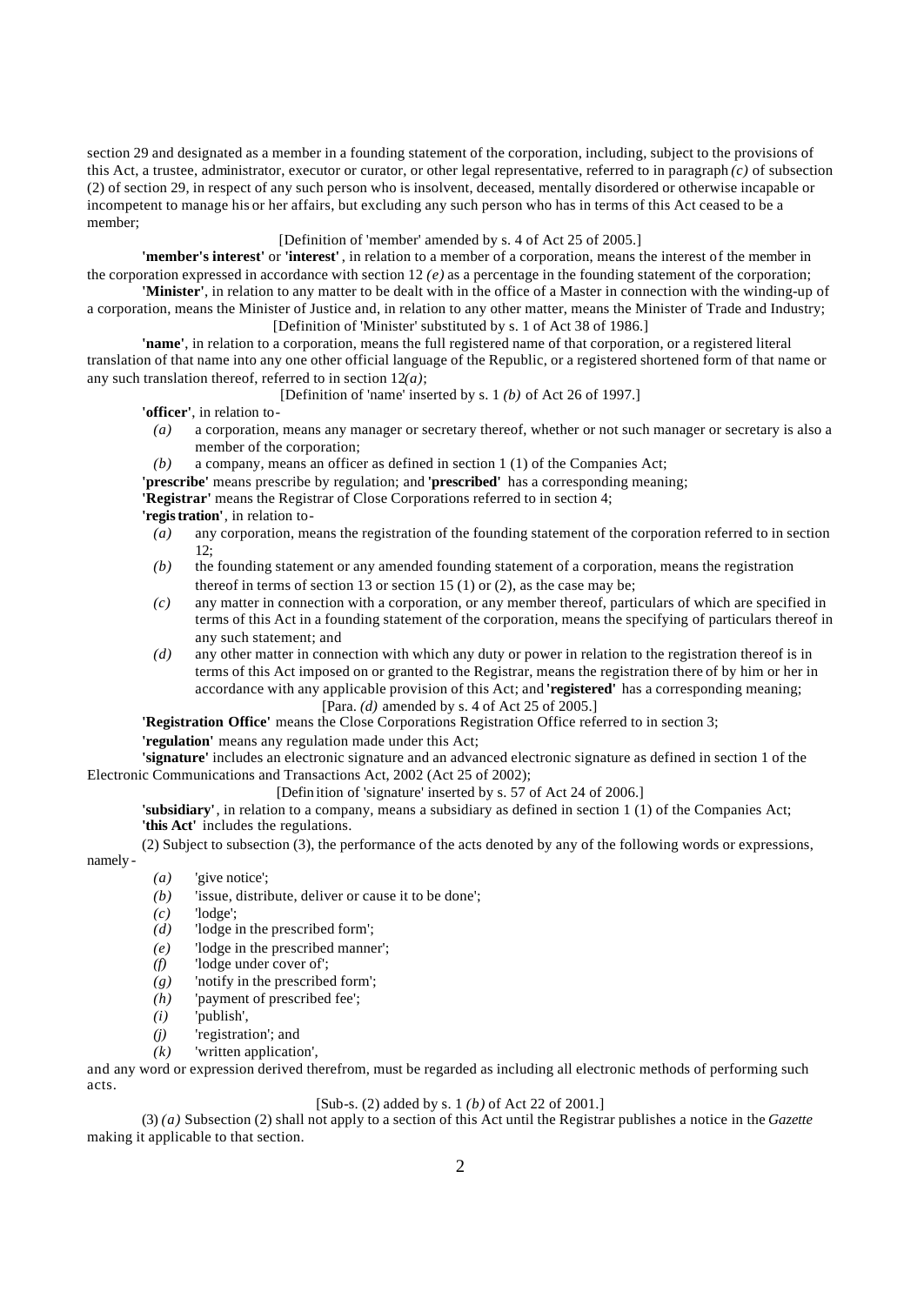section 29 and designated as a member in a founding statement of the corporation, including, subject to the provisions of this Act, a trustee, administrator, executor or curator, or other legal representative, referred to in paragraph *(c)* of subsection (2) of section 29, in respect of any such person who is insolvent, deceased, mentally disordered or otherwise incapable or incompetent to manage his or her affairs, but excluding any such person who has in terms of this Act ceased to be a member;

[Definition of 'member' amended by s. 4 of Act 25 of 2005.]

**'member's interest'** or **'interest'**, in relation to a member of a corporation, means the interest of the member in the corporation expressed in accordance with section 12 *(e)* as a percentage in the founding statement of the corporation;

**'Minister'**, in relation to any matter to be dealt with in the office of a Master in connection with the winding-up of a corporation, means the Minister of Justice and, in relation to any other matter, means the Minister of Trade and Industry;

[Definition of 'Minister' substituted by s. 1 of Act 38 of 1986.]

**'name'**, in relation to a corporation, means the full registered name of that corporation, or a registered literal translation of that name into any one other official language of the Republic, or a registered shortened form of that name or any such translation thereof, referred to in section 12*(a)*;

[Definition of 'name' inserted by s. 1 *(b)* of Act 26 of 1997.]

**'officer'**, in relation to-

*(a)* a corporation, means any manager or secretary thereof, whether or not such manager or secretary is also a member of the corporation;

*(b)* a company, means an officer as defined in section 1 (1) of the Companies Act;

**'prescribe'** means prescribe by regulation; and **'prescribed'** has a corresponding meaning;

**'Registrar'** means the Registrar of Close Corporations referred to in section 4;

**'registration'**, in relation to-

*(a)* any corporation, means the registration of the founding statement of the corporation referred to in section 12;

*(b)* the founding statement or any amended founding statement of a corporation, means the registration thereof in terms of section 13 or section 15 (1) or (2), as the case may be;

*(c)* any matter in connection with a corporation, or any member thereof, particulars of which are specified in terms of this Act in a founding statement of the corporation, means the specifying of particulars thereof in any such statement; and

*(d)* any other matter in connection with which any duty or power in relation to the registration thereof is in terms of this Act imposed on or granted to the Registrar, means the registration there of by him or her in accordance with any applicable provision of this Act; and **'registered'** has a corresponding meaning;

[Para. *(d)* amended by s. 4 of Act 25 of 2005.]

**'Registration Office'** means the Close Corporations Registration Office referred to in section 3;

**'regulation'** means any regulation made under this Act;

**'signature'** includes an electronic signature and an advanced electronic signature as defined in section 1 of the Electronic Communications and Transactions Act, 2002 (Act 25 of 2002);

[Definition of 'signature' inserted by s. 57 of Act 24 of 2006.]

**'subsidiary'**, in relation to a company, means a subsidiary as defined in section 1 (1) of the Companies Act;

**'this Act'** includes the regulations.

(2) Subject to subsection (3), the performance of the acts denoted by any of the following words or expressions, namely-

*(a)* 'give notice';
*(b)* 'issue, distribute, deliver or cause it to be done';
*(c)* 'lodge';
*(d)* 'lodge in the prescribed form';
*(e)* 'lodge in the prescribed manner';
*(f)* 'lodge under cover of';
*(g)* 'notify in the prescribed form';
*(h)* 'payment of prescribed fee';
*(i)* 'publish',
*(j)* 'registration'; and
*(k)* 'written application',

and any word or expression derived therefrom, must be regarded as including all electronic methods of performing such acts.

[Sub-s. (2) added by s. 1 *(b)* of Act 22 of 2001.]

(3) *(a)* Subsection (2) shall not apply to a section of this Act until the Registrar publishes a notice in the *Gazette* making it applicable to that section.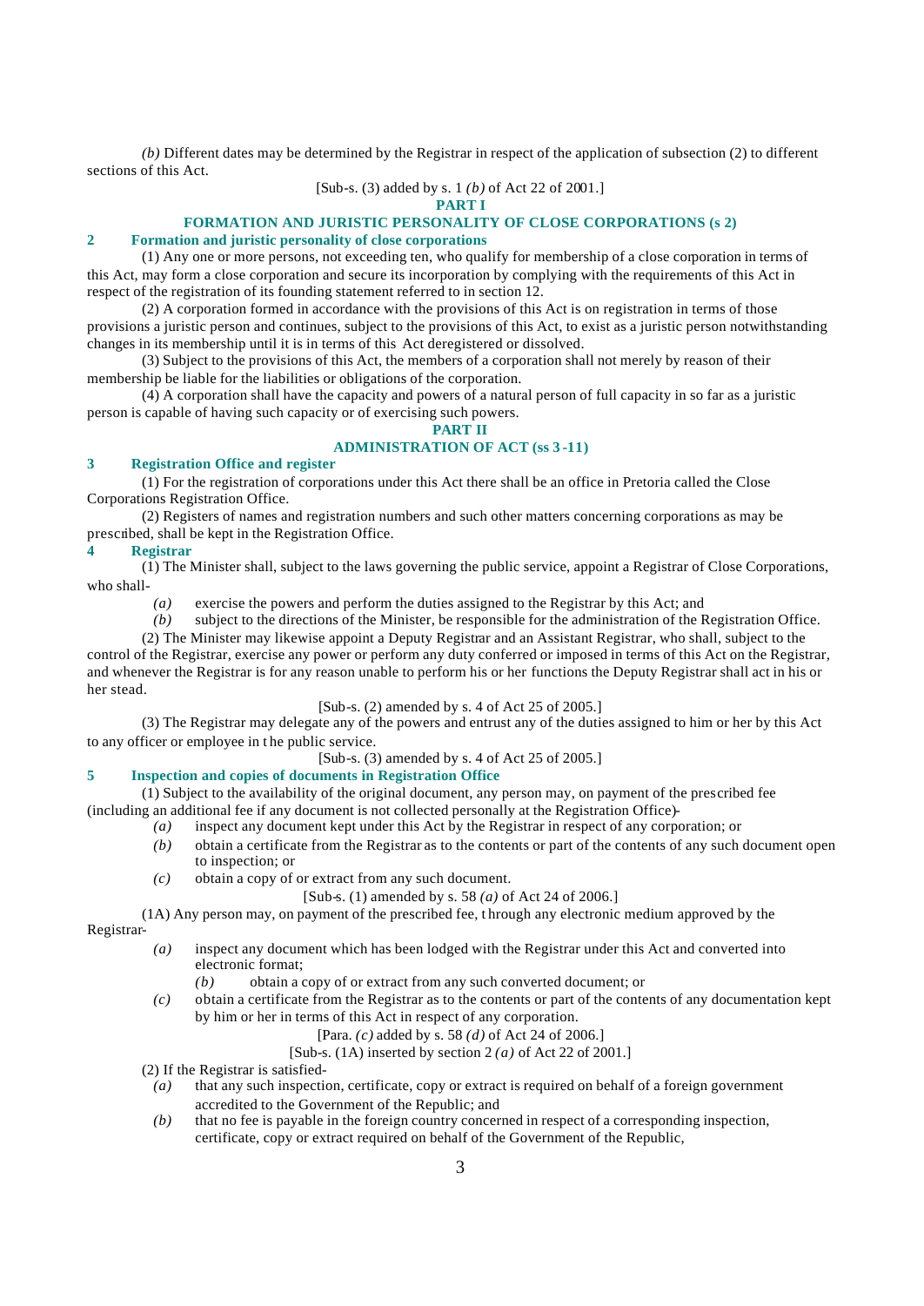*(b)* Different dates may be determined by the Registrar in respect of the application of subsection (2) to different sections of this Act.

[Sub-s. (3) added by s. 1 *(b)* of Act 22 of 2001.]

## PART I

## FORMATION AND JURISTIC PERSONALITY OF CLOSE CORPORATIONS (s 2)

### 2 Formation and juristic personality of close corporations

(1) Any one or more persons, not exceeding ten, who qualify for membership of a close corporation in terms of this Act, may form a close corporation and secure its incorporation by complying with the requirements of this Act in respect of the registration of its founding statement referred to in section 12.

(2) A corporation formed in accordance with the provisions of this Act is on registration in terms of those provisions a juristic person and continues, subject to the provisions of this Act, to exist as a juristic person notwithstanding changes in its membership until it is in terms of this Act deregistered or dissolved.

(3) Subject to the provisions of this Act, the members of a corporation shall not merely by reason of their membership be liable for the liabilities or obligations of the corporation.

(4) A corporation shall have the capacity and powers of a natural person of full capacity in so far as a juristic person is capable of having such capacity or of exercising such powers.

## PART II

## ADMINISTRATION OF ACT (ss 3-11)

### 3 Registration Office and register

(1) For the registration of corporations under this Act there shall be an office in Pretoria called the Close Corporations Registration Office.

(2) Registers of names and registration numbers and such other matters concerning corporations as may be prescribed, shall be kept in the Registration Office.

### 4 Registrar

(1) The Minister shall, subject to the laws governing the public service, appoint a Registrar of Close Corporations, who shall-

*(a)* exercise the powers and perform the duties assigned to the Registrar by this Act; and

*(b)* subject to the directions of the Minister, be responsible for the administration of the Registration Office.

(2) The Minister may likewise appoint a Deputy Registrar and an Assistant Registrar, who shall, subject to the control of the Registrar, exercise any power or perform any duty conferred or imposed in terms of this Act on the Registrar, and whenever the Registrar is for any reason unable to perform his or her functions the Deputy Registrar shall act in his or her stead.

[Sub-s. (2) amended by s. 4 of Act 25 of 2005.]

(3) The Registrar may delegate any of the powers and entrust any of the duties assigned to him or her by this Act to any officer or employee in the public service.

[Sub-s. (3) amended by s. 4 of Act 25 of 2005.]

### 5 Inspection and copies of documents in Registration Office

(1) Subject to the availability of the original document, any person may, on payment of the prescribed fee (including an additional fee if any document is not collected personally at the Registration Office)-

*(a)* inspect any document kept under this Act by the Registrar in respect of any corporation; or

*(b)* obtain a certificate from the Registrar as to the contents or part of the contents of any such document open to inspection; or

*(c)* obtain a copy of or extract from any such document.

[Sub-s. (1) amended by s. 58 *(a)* of Act 24 of 2006.]

(1A) Any person may, on payment of the prescribed fee, through any electronic medium approved by the Registrar-

*(a)* inspect any document which has been lodged with the Registrar under this Act and converted into electronic format;

*(b)* obtain a copy of or extract from any such converted document; or

*(c)* obtain a certificate from the Registrar as to the contents or part of the contents of any documentation kept by him or her in terms of this Act in respect of any corporation.

[Para. *(c)* added by s. 58 *(d)* of Act 24 of 2006.]

[Sub-s. (1A) inserted by section 2 *(a)* of Act 22 of 2001.]

(2) If the Registrar is satisfied-

*(a)* that any such inspection, certificate, copy or extract is required on behalf of a foreign government accredited to the Government of the Republic; and

*(b)* that no fee is payable in the foreign country concerned in respect of a corresponding inspection, certificate, copy or extract required on behalf of the Government of the Republic,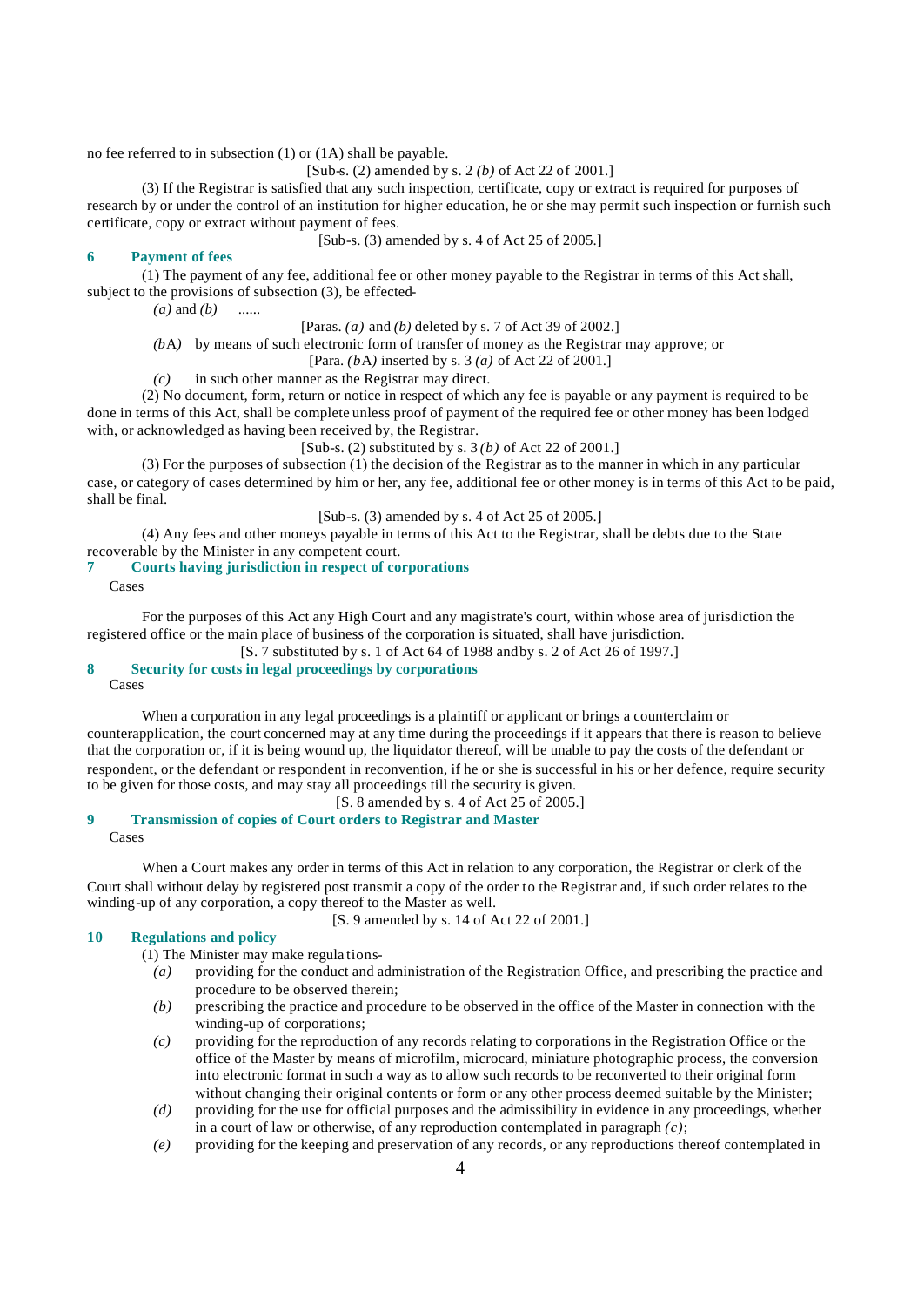no fee referred to in subsection (1) or (1A) shall be payable.

[Sub-s. (2) amended by s. 2 *(b)* of Act 22 of 2001.]

(3) If the Registrar is satisfied that any such inspection, certificate, copy or extract is required for purposes of research by or under the control of an institution for higher education, he or she may permit such inspection or furnish such certificate, copy or extract without payment of fees.

[Sub-s. (3) amended by s. 4 of Act 25 of 2005.]

### 6 Payment of fees

(1) The payment of any fee, additional fee or other money payable to the Registrar in terms of this Act shall, subject to the provisions of subsection (3), be effected-

*(a)* and *(b)* ......

[Paras. *(a)* and *(b)* deleted by s. 7 of Act 39 of 2002.]

*(b*A*)* by means of such electronic form of transfer of money as the Registrar may approve; or

[Para. *(b*A*)* inserted by s. 3 *(a)* of Act 22 of 2001.]

*(c)* in such other manner as the Registrar may direct.

(2) No document, form, return or notice in respect of which any fee is payable or any payment is required to be done in terms of this Act, shall be complete unless proof of payment of the required fee or other money has been lodged with, or acknowledged as having been received by, the Registrar.

[Sub-s. (2) substituted by s. 3 *(b)* of Act 22 of 2001.]

(3) For the purposes of subsection (1) the decision of the Registrar as to the manner in which in any particular case, or category of cases determined by him or her, any fee, additional fee or other money is in terms of this Act to be paid, shall be final.

[Sub-s. (3) amended by s. 4 of Act 25 of 2005.]

(4) Any fees and other moneys payable in terms of this Act to the Registrar, shall be debts due to the State recoverable by the Minister in any competent court.

### 7 Courts having jurisdiction in respect of corporations

Cases

For the purposes of this Act any High Court and any magistrate's court, within whose area of jurisdiction the registered office or the main place of business of the corporation is situated, shall have jurisdiction.

[S. 7 substituted by s. 1 of Act 64 of 1988 and by s. 2 of Act 26 of 1997.]

### 8 Security for costs in legal proceedings by corporations

Cases

When a corporation in any legal proceedings is a plaintiff or applicant or brings a counterclaim or counterapplication, the court concerned may at any time during the proceedings if it appears that there is reason to believe that the corporation or, if it is being wound up, the liquidator thereof, will be unable to pay the costs of the defendant or respondent, or the defendant or respondent in reconvention, if he or she is successful in his or her defence, require security to be given for those costs, and may stay all proceedings till the security is given.

[S. 8 amended by s. 4 of Act 25 of 2005.]

### 9 Transmission of copies of Court orders to Registrar and Master

Cases

When a Court makes any order in terms of this Act in relation to any corporation, the Registrar or clerk of the Court shall without delay by registered post transmit a copy of the order to the Registrar and, if such order relates to the winding-up of any corporation, a copy thereof to the Master as well.

[S. 9 amended by s. 14 of Act 22 of 2001.]

### 10 Regulations and policy

(1) The Minister may make regulations-

*(a)* providing for the conduct and administration of the Registration Office, and prescribing the practice and procedure to be observed therein;

*(b)* prescribing the practice and procedure to be observed in the office of the Master in connection with the winding-up of corporations;

*(c)* providing for the reproduction of any records relating to corporations in the Registration Office or the office of the Master by means of microfilm, microcard, miniature photographic process, the conversion into electronic format in such a way as to allow such records to be reconverted to their original form without changing their original contents or form or any other process deemed suitable by the Minister;

*(d)* providing for the use for official purposes and the admissibility in evidence in any proceedings, whether in a court of law or otherwise, of any reproduction contemplated in paragraph *(c)*;

*(e)* providing for the keeping and preservation of any records, or any reproductions thereof contemplated in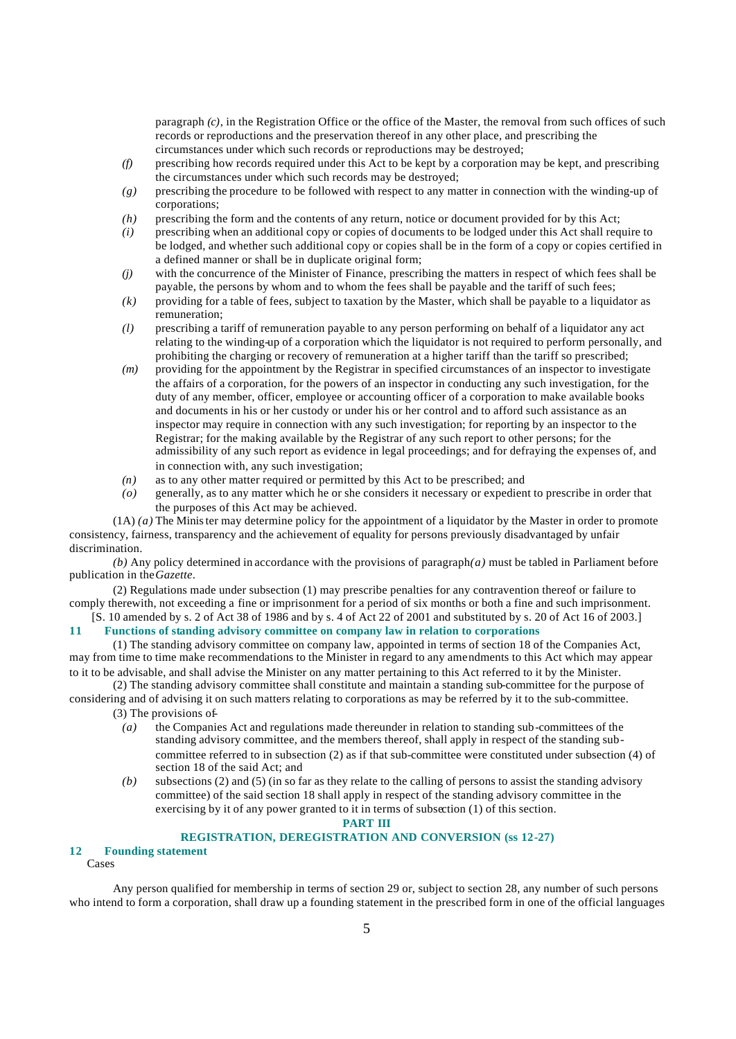paragraph *(c)*, in the Registration Office or the office of the Master, the removal from such offices of such records or reproductions and the preservation thereof in any other place, and prescribing the circumstances under which such records or reproductions may be destroyed;

*(f)* prescribing how records required under this Act to be kept by a corporation may be kept, and prescribing the circumstances under which such records may be destroyed;

*(g)* prescribing the procedure to be followed with respect to any matter in connection with the winding-up of corporations;

*(h)* prescribing the form and the contents of any return, notice or document provided for by this Act;

*(i)* prescribing when an additional copy or copies of documents to be lodged under this Act shall require to be lodged, and whether such additional copy or copies shall be in the form of a copy or copies certified in a defined manner or shall be in duplicate original form;

*(j)* with the concurrence of the Minister of Finance, prescribing the matters in respect of which fees shall be payable, the persons by whom and to whom the fees shall be payable and the tariff of such fees;

*(k)* providing for a table of fees, subject to taxation by the Master, which shall be payable to a liquidator as remuneration;

*(l)* prescribing a tariff of remuneration payable to any person performing on behalf of a liquidator any act relating to the winding-up of a corporation which the liquidator is not required to perform personally, and prohibiting the charging or recovery of remuneration at a higher tariff than the tariff so prescribed;

*(m)* providing for the appointment by the Registrar in specified circumstances of an inspector to investigate the affairs of a corporation, for the powers of an inspector in conducting any such investigation, for the duty of any member, officer, employee or accounting officer of a corporation to make available books and documents in his or her custody or under his or her control and to afford such assistance as an inspector may require in connection with any such investigation; for reporting by an inspector to the Registrar; for the making available by the Registrar of any such report to other persons; for the admissibility of any such report as evidence in legal proceedings; and for defraying the expenses of, and in connection with, any such investigation;

*(n)* as to any other matter required or permitted by this Act to be prescribed; and

*(o)* generally, as to any matter which he or she considers it necessary or expedient to prescribe in order that the purposes of this Act may be achieved.

(1A) *(a)* The Minister may determine policy for the appointment of a liquidator by the Master in order to promote consistency, fairness, transparency and the achievement of equality for persons previously disadvantaged by unfair discrimination.

*(b)* Any policy determined in accordance with the provisions of paragraph *(a)* must be tabled in Parliament before publication in the *Gazette*.

(2) Regulations made under subsection (1) may prescribe penalties for any contravention thereof or failure to comply therewith, not exceeding a fine or imprisonment for a period of six months or both a fine and such imprisonment.

[S. 10 amended by s. 2 of Act 38 of 1986 and by s. 4 of Act 22 of 2001 and substituted by s. 20 of Act 16 of 2003.]

### 11 Functions of standing advisory committee on company law in relation to corporations

(1) The standing advisory committee on company law, appointed in terms of section 18 of the Companies Act, may from time to time make recommendations to the Minister in regard to any amendments to this Act which may appear to it to be advisable, and shall advise the Minister on any matter pertaining to this Act referred to it by the Minister.

(2) The standing advisory committee shall constitute and maintain a standing sub-committee for the purpose of considering and of advising it on such matters relating to corporations as may be referred by it to the sub-committee.

(3) The provisions of-

*(a)* the Companies Act and regulations made thereunder in relation to standing sub-committees of the standing advisory committee, and the members thereof, shall apply in respect of the standing sub-committee referred to in subsection (2) as if that sub-committee were constituted under subsection (4) of section 18 of the said Act; and

*(b)* subsections (2) and (5) (in so far as they relate to the calling of persons to assist the standing advisory committee) of the said section 18 shall apply in respect of the standing advisory committee in the exercising by it of any power granted to it in terms of subsection (1) of this section.

## PART III

## REGISTRATION, DEREGISTRATION AND CONVERSION (ss 12-27)

### 12 Founding statement

Cases

Any person qualified for membership in terms of section 29 or, subject to section 28, any number of such persons who intend to form a corporation, shall draw up a founding statement in the prescribed form in one of the official languages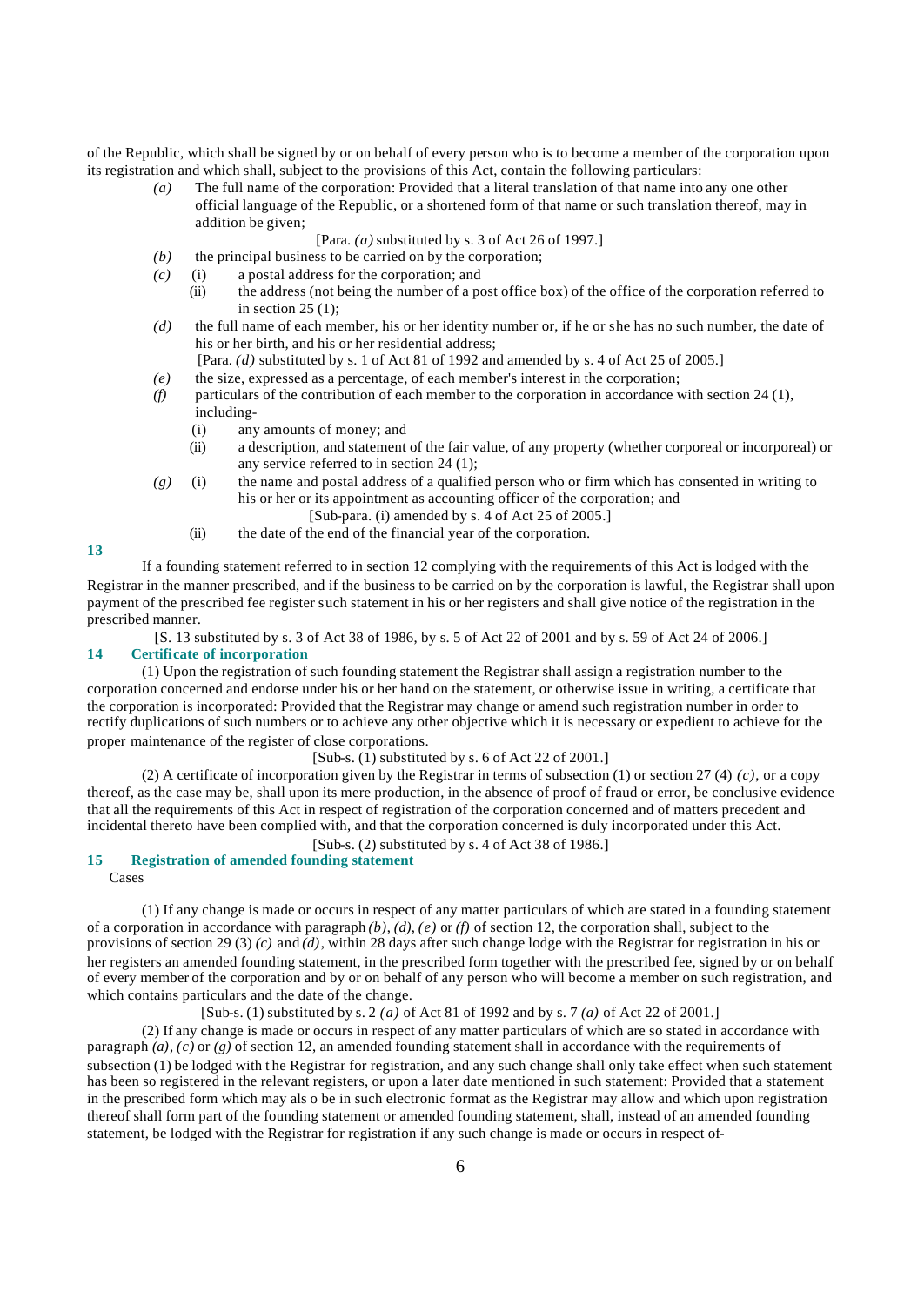of the Republic, which shall be signed by or on behalf of every person who is to become a member of the corporation upon its registration and which shall, subject to the provisions of this Act, contain the following particulars:

*(a)* The full name of the corporation: Provided that a literal translation of that name into any one other official language of the Republic, or a shortened form of that name or such translation thereof, may in addition be given;

[Para. *(a)* substituted by s. 3 of Act 26 of 1997.]

*(b)* the principal business to be carried on by the corporation;

*(c)* (i) a postal address for the corporation; and

(ii) the address (not being the number of a post office box) of the office of the corporation referred to in section 25 (1);

*(d)* the full name of each member, his or her identity number or, if he or she has no such number, the date of his or her birth, and his or her residential address;

[Para. *(d)* substituted by s. 1 of Act 81 of 1992 and amended by s. 4 of Act 25 of 2005.]

*(e)* the size, expressed as a percentage, of each member's interest in the corporation;

*(f)* particulars of the contribution of each member to the corporation in accordance with section 24 (1), including-

(i) any amounts of money; and

(ii) a description, and statement of the fair value, of any property (whether corporeal or incorporeal) or any service referred to in section 24 (1);

*(g)* (i) the name and postal address of a qualified person who or firm which has consented in writing to his or her or its appointment as accounting officer of the corporation; and

[Sub-para. (i) amended by s. 4 of Act 25 of 2005.]

(ii) the date of the end of the financial year of the corporation.

### 13

If a founding statement referred to in section 12 complying with the requirements of this Act is lodged with the Registrar in the manner prescribed, and if the business to be carried on by the corporation is lawful, the Registrar shall upon payment of the prescribed fee register such statement in his or her registers and shall give notice of the registration in the prescribed manner.

[S. 13 substituted by s. 3 of Act 38 of 1986, by s. 5 of Act 22 of 2001 and by s. 59 of Act 24 of 2006.]

### 14 Certificate of incorporation

(1) Upon the registration of such founding statement the Registrar shall assign a registration number to the corporation concerned and endorse under his or her hand on the statement, or otherwise issue in writing, a certificate that the corporation is incorporated: Provided that the Registrar may change or amend such registration number in order to rectify duplications of such numbers or to achieve any other objective which it is necessary or expedient to achieve for the proper maintenance of the register of close corporations.

[Sub-s. (1) substituted by s. 6 of Act 22 of 2001.]

(2) A certificate of incorporation given by the Registrar in terms of subsection (1) or section 27 (4) *(c)*, or a copy thereof, as the case may be, shall upon its mere production, in the absence of proof of fraud or error, be conclusive evidence that all the requirements of this Act in respect of registration of the corporation concerned and of matters precedent and incidental thereto have been complied with, and that the corporation concerned is duly incorporated under this Act.

[Sub-s. (2) substituted by s. 4 of Act 38 of 1986.]

### 15 Registration of amended founding statement

Cases

(1) If any change is made or occurs in respect of any matter particulars of which are stated in a founding statement of a corporation in accordance with paragraph *(b)*, *(d)*, *(e)* or *(f)* of section 12, the corporation shall, subject to the provisions of section 29 (3) *(c)* and *(d)*, within 28 days after such change lodge with the Registrar for registration in his or her registers an amended founding statement, in the prescribed form together with the prescribed fee, signed by or on behalf of every member of the corporation and by or on behalf of any person who will become a member on such registration, and which contains particulars and the date of the change.

[Sub-s. (1) substituted by s. 2 *(a)* of Act 81 of 1992 and by s. 7 *(a)* of Act 22 of 2001.]

(2) If any change is made or occurs in respect of any matter particulars of which are so stated in accordance with paragraph *(a)*, *(c)* or *(g)* of section 12, an amended founding statement shall in accordance with the requirements of subsection (1) be lodged with the Registrar for registration, and any such change shall only take effect when such statement has been so registered in the relevant registers, or upon a later date mentioned in such statement: Provided that a statement in the prescribed form which may also be in such electronic format as the Registrar may allow and which upon registration thereof shall form part of the founding statement or amended founding statement, shall, instead of an amended founding statement, be lodged with the Registrar for registration if any such change is made or occurs in respect of-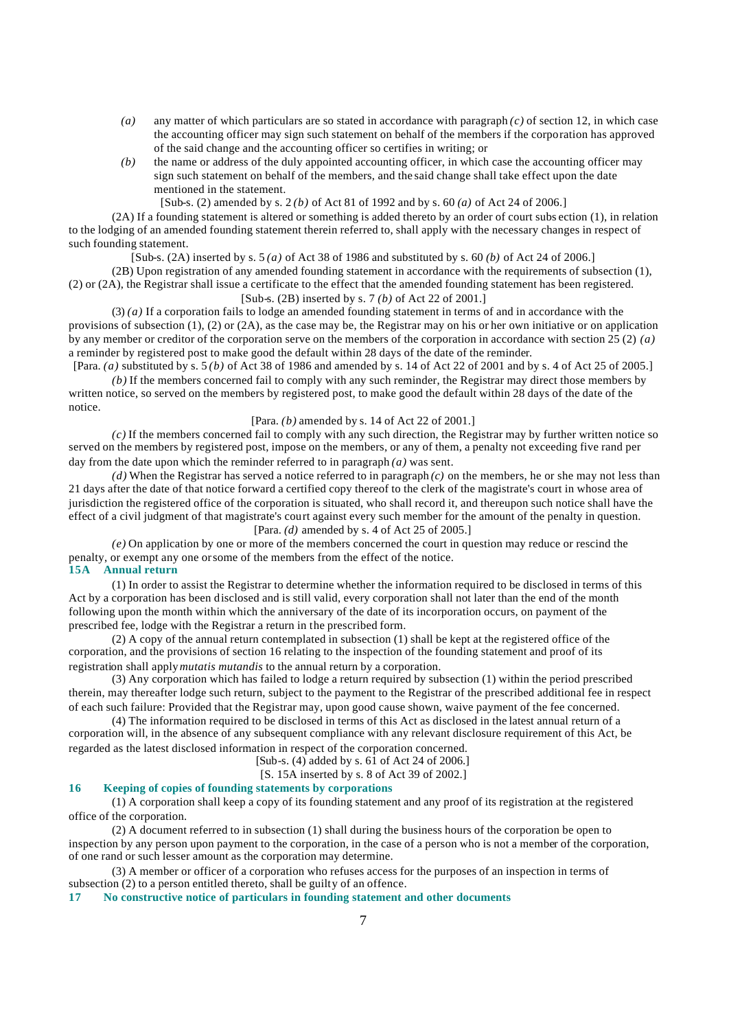*(a)* any matter of which particulars are so stated in accordance with paragraph *(c)* of section 12, in which case the accounting officer may sign such statement on behalf of the members if the corporation has approved of the said change and the accounting officer so certifies in writing; or

*(b)* the name or address of the duly appointed accounting officer, in which case the accounting officer may sign such statement on behalf of the members, and the said change shall take effect upon the date mentioned in the statement.

[Sub-s. (2) amended by s. 2 *(b)* of Act 81 of 1992 and by s. 60 *(a)* of Act 24 of 2006.]

(2A) If a founding statement is altered or something is added thereto by an order of court subsection (1), in relation to the lodging of an amended founding statement therein referred to, shall apply with the necessary changes in respect of such founding statement.

[Sub-s. (2A) inserted by s. 5 *(a)* of Act 38 of 1986 and substituted by s. 60 *(b)* of Act 24 of 2006.]

(2B) Upon registration of any amended founding statement in accordance with the requirements of subsection (1), (2) or (2A), the Registrar shall issue a certificate to the effect that the amended founding statement has been registered.

[Sub-s. (2B) inserted by s. 7 *(b)* of Act 22 of 2001.]

(3) *(a)* If a corporation fails to lodge an amended founding statement in terms of and in accordance with the provisions of subsection (1), (2) or (2A), as the case may be, the Registrar may on his or her own initiative or on application by any member or creditor of the corporation serve on the members of the corporation in accordance with section 25 (2) *(a)* a reminder by registered post to make good the default within 28 days of the date of the reminder.

[Para. *(a)* substituted by s. 5 *(b)* of Act 38 of 1986 and amended by s. 14 of Act 22 of 2001 and by s. 4 of Act 25 of 2005.]

*(b)* If the members concerned fail to comply with any such reminder, the Registrar may direct those members by written notice, so served on the members by registered post, to make good the default within 28 days of the date of the notice.

[Para. *(b)* amended by s. 14 of Act 22 of 2001.]

*(c)* If the members concerned fail to comply with any such direction, the Registrar may by further written notice so served on the members by registered post, impose on the members, or any of them, a penalty not exceeding five rand per day from the date upon which the reminder referred to in paragraph *(a)* was sent.

*(d)* When the Registrar has served a notice referred to in paragraph *(c)* on the members, he or she may not less than 21 days after the date of that notice forward a certified copy thereof to the clerk of the magistrate's court in whose area of jurisdiction the registered office of the corporation is situated, who shall record it, and thereupon such notice shall have the effect of a civil judgment of that magistrate's court against every such member for the amount of the penalty in question.

[Para. *(d)* amended by s. 4 of Act 25 of 2005.]

*(e)* On application by one or more of the members concerned the court in question may reduce or rescind the penalty, or exempt any one or some of the members from the effect of the notice.

**15A Annual return**

(1) In order to assist the Registrar to determine whether the information required to be disclosed in terms of this Act by a corporation has been disclosed and is still valid, every corporation shall not later than the end of the month following upon the month within which the anniversary of the date of its incorporation occurs, on payment of the prescribed fee, lodge with the Registrar a return in the prescribed form.

(2) A copy of the annual return contemplated in subsection (1) shall be kept at the registered office of the corporation, and the provisions of section 16 relating to the inspection of the founding statement and proof of its registration shall apply *mutatis mutandis* to the annual return by a corporation.

(3) Any corporation which has failed to lodge a return required by subsection (1) within the period prescribed therein, may thereafter lodge such return, subject to the payment to the Registrar of the prescribed additional fee in respect of each such failure: Provided that the Registrar may, upon good cause shown, waive payment of the fee concerned.

(4) The information required to be disclosed in terms of this Act as disclosed in the latest annual return of a corporation will, in the absence of any subsequent compliance with any relevant disclosure requirement of this Act, be regarded as the latest disclosed information in respect of the corporation concerned.

[Sub-s. (4) added by s. 61 of Act 24 of 2006.]

[S. 15A inserted by s. 8 of Act 39 of 2002.]

**16 Keeping of copies of founding statements by corporations**

(1) A corporation shall keep a copy of its founding statement and any proof of its registration at the registered office of the corporation.

(2) A document referred to in subsection (1) shall during the business hours of the corporation be open to inspection by any person upon payment to the corporation, in the case of a person who is not a member of the corporation, of one rand or such lesser amount as the corporation may determine.

(3) A member or officer of a corporation who refuses access for the purposes of an inspection in terms of subsection (2) to a person entitled thereto, shall be guilty of an offence.

**17 No constructive notice of particulars in founding statement and other documents**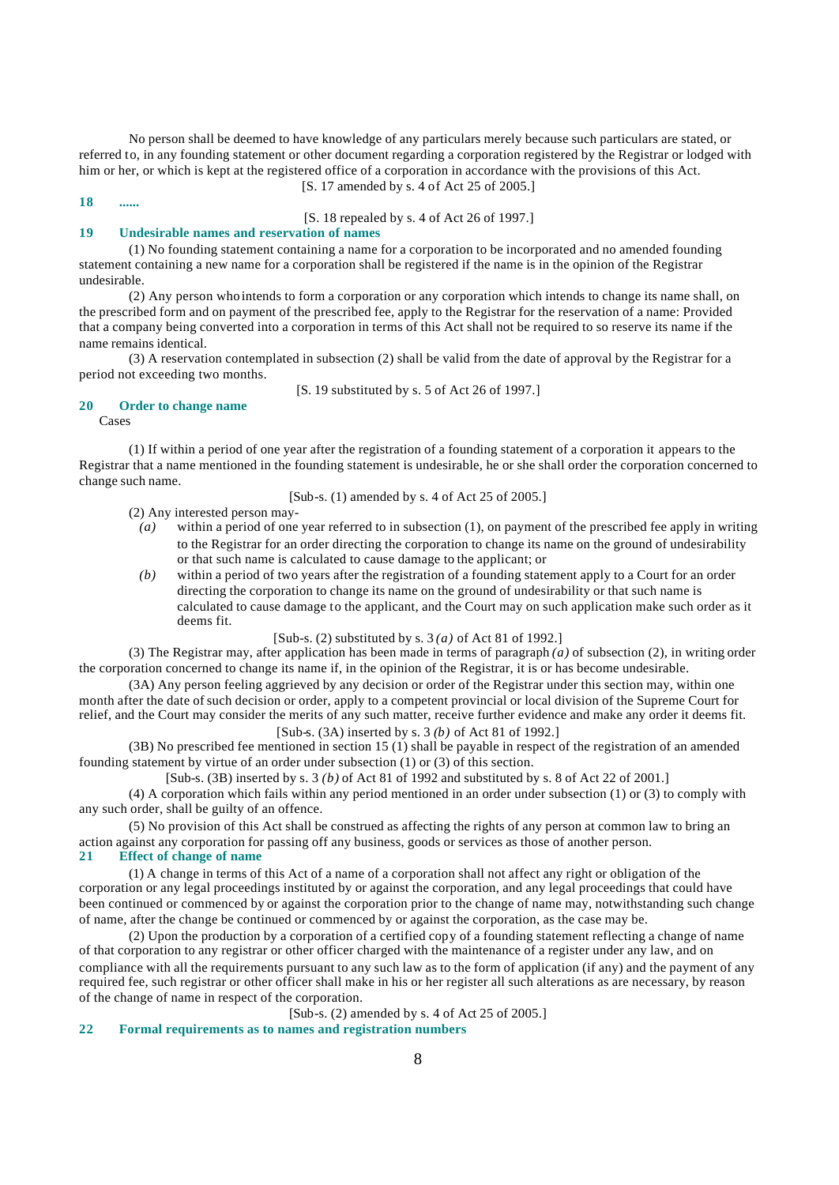No person shall be deemed to have knowledge of any particulars merely because such particulars are stated, or referred to, in any founding statement or other document regarding a corporation registered by the Registrar or lodged with him or her, or which is kept at the registered office of a corporation in accordance with the provisions of this Act.

[S. 17 amended by s. 4 of Act 25 of 2005.]

**18 ......**

[S. 18 repealed by s. 4 of Act 26 of 1997.]

**19 Undesirable names and reservation of names**

(1) No founding statement containing a name for a corporation to be incorporated and no amended founding statement containing a new name for a corporation shall be registered if the name is in the opinion of the Registrar undesirable.

(2) Any person who intends to form a corporation or any corporation which intends to change its name shall, on the prescribed form and on payment of the prescribed fee, apply to the Registrar for the reservation of a name: Provided that a company being converted into a corporation in terms of this Act shall not be required to so reserve its name if the name remains identical.

(3) A reservation contemplated in subsection (2) shall be valid from the date of approval by the Registrar for a period not exceeding two months.

[S. 19 substituted by s. 5 of Act 26 of 1997.]

**20 Order to change name**

Cases

(1) If within a period of one year after the registration of a founding statement of a corporation it appears to the Registrar that a name mentioned in the founding statement is undesirable, he or she shall order the corporation concerned to change such name.

[Sub-s. (1) amended by s. 4 of Act 25 of 2005.]

(2) Any interested person may-

*(a)* within a period of one year referred to in subsection (1), on payment of the prescribed fee apply in writing to the Registrar for an order directing the corporation to change its name on the ground of undesirability or that such name is calculated to cause damage to the applicant; or

*(b)* within a period of two years after the registration of a founding statement apply to a Court for an order directing the corporation to change its name on the ground of undesirability or that such name is calculated to cause damage to the applicant, and the Court may on such application make such order as it deems fit.

[Sub-s. (2) substituted by s. 3 *(a)* of Act 81 of 1992.]

(3) The Registrar may, after application has been made in terms of paragraph *(a)* of subsection (2), in writing order the corporation concerned to change its name if, in the opinion of the Registrar, it is or has become undesirable.

(3A) Any person feeling aggrieved by any decision or order of the Registrar under this section may, within one month after the date of such decision or order, apply to a competent provincial or local division of the Supreme Court for relief, and the Court may consider the merits of any such matter, receive further evidence and make any order it deems fit.

[Sub-s. (3A) inserted by s. 3 *(b)* of Act 81 of 1992.]

(3B) No prescribed fee mentioned in section 15 (1) shall be payable in respect of the registration of an amended founding statement by virtue of an order under subsection (1) or (3) of this section.

[Sub-s. (3B) inserted by s. 3 *(b)* of Act 81 of 1992 and substituted by s. 8 of Act 22 of 2001.]

(4) A corporation which fails within any period mentioned in an order under subsection (1) or (3) to comply with any such order, shall be guilty of an offence.

(5) No provision of this Act shall be construed as affecting the rights of any person at common law to bring an action against any corporation for passing off any business, goods or services as those of another person.

**21 Effect of change of name**

(1) A change in terms of this Act of a name of a corporation shall not affect any right or obligation of the corporation or any legal proceedings instituted by or against the corporation, and any legal proceedings that could have been continued or commenced by or against the corporation prior to the change of name may, notwithstanding such change of name, after the change be continued or commenced by or against the corporation, as the case may be.

(2) Upon the production by a corporation of a certified copy of a founding statement reflecting a change of name of that corporation to any registrar or other officer charged with the maintenance of a register under any law, and on compliance with all the requirements pursuant to any such law as to the form of application (if any) and the payment of any required fee, such registrar or other officer shall make in his or her register all such alterations as are necessary, by reason of the change of name in respect of the corporation.

[Sub-s. (2) amended by s. 4 of Act 25 of 2005.]

**22 Formal requirements as to names and registration numbers**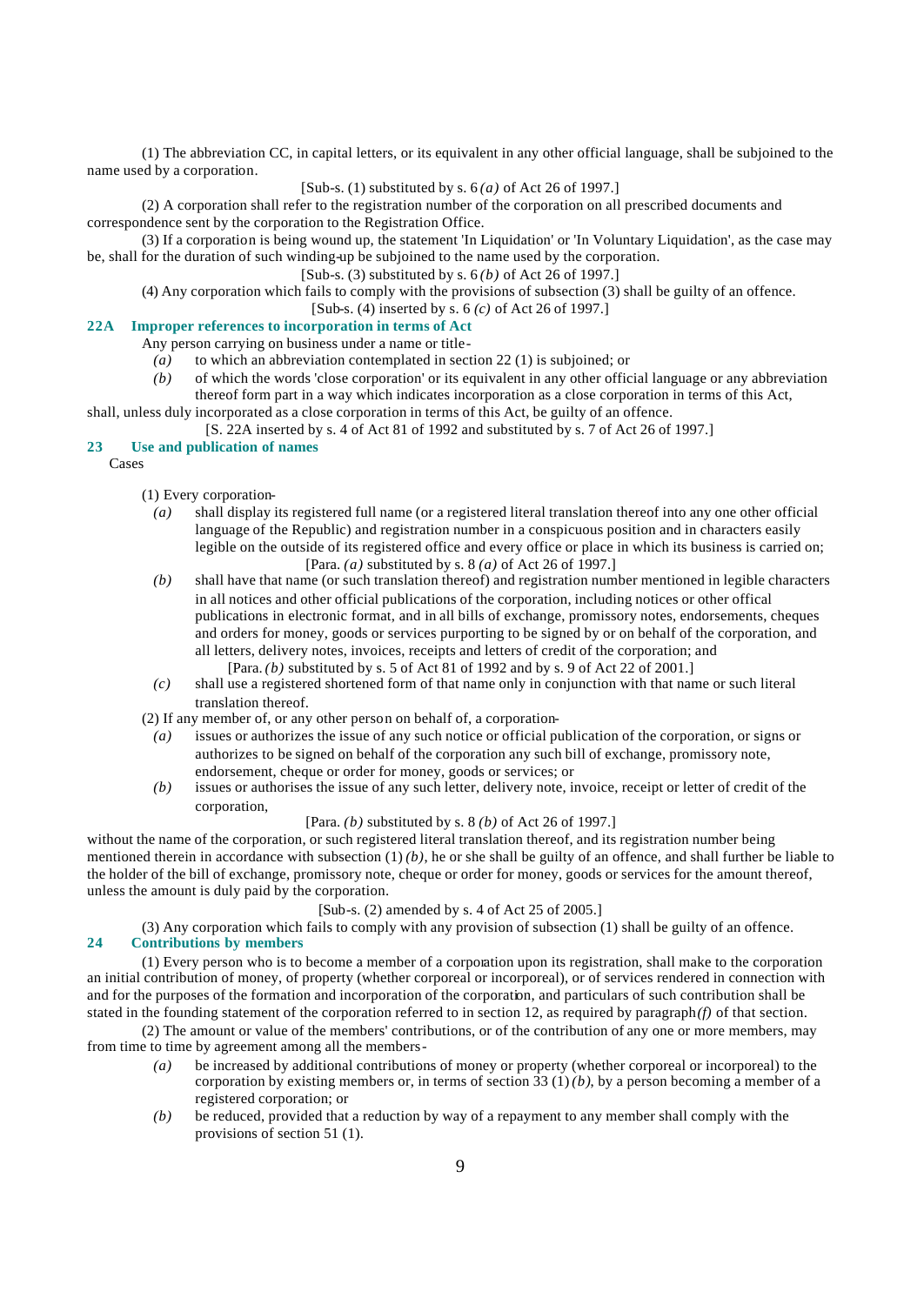(1) The abbreviation CC, in capital letters, or its equivalent in any other official language, shall be subjoined to the name used by a corporation.

[Sub-s. (1) substituted by s. 6 *(a)* of Act 26 of 1997.]

(2) A corporation shall refer to the registration number of the corporation on all prescribed documents and correspondence sent by the corporation to the Registration Office.

(3) If a corporation is being wound up, the statement 'In Liquidation' or 'In Voluntary Liquidation', as the case may be, shall for the duration of such winding-up be subjoined to the name used by the corporation.

[Sub-s. (3) substituted by s. 6 *(b)* of Act 26 of 1997.]

(4) Any corporation which fails to comply with the provisions of subsection (3) shall be guilty of an offence.

[Sub-s. (4) inserted by s. 6 *(c)* of Act 26 of 1997.]

### 22A Improper references to incorporation in terms of Act

Any person carrying on business under a name or title-

*(a)* to which an abbreviation contemplated in section 22 (1) is subjoined; or

*(b)* of which the words 'close corporation' or its equivalent in any other official language or any abbreviation thereof form part in a way which indicates incorporation as a close corporation in terms of this Act,

shall, unless duly incorporated as a close corporation in terms of this Act, be guilty of an offence.

[S. 22A inserted by s. 4 of Act 81 of 1992 and substituted by s. 7 of Act 26 of 1997.]

### 23 Use and publication of names

Cases

(1) Every corporation-

*(a)* shall display its registered full name (or a registered literal translation thereof into any one other official language of the Republic) and registration number in a conspicuous position and in characters easily legible on the outside of its registered office and every office or place in which its business is carried on;

[Para. *(a)* substituted by s. 8 *(a)* of Act 26 of 1997.]

*(b)* shall have that name (or such translation thereof) and registration number mentioned in legible characters in all notices and other official publications of the corporation, including notices or other offical publications in electronic format, and in all bills of exchange, promissory notes, endorsements, cheques and orders for money, goods or services purporting to be signed by or on behalf of the corporation, and all letters, delivery notes, invoices, receipts and letters of credit of the corporation; and

[Para. *(b)* substituted by s. 5 of Act 81 of 1992 and by s. 9 of Act 22 of 2001.]

*(c)* shall use a registered shortened form of that name only in conjunction with that name or such literal translation thereof.

(2) If any member of, or any other person on behalf of, a corporation-

*(a)* issues or authorizes the issue of any such notice or official publication of the corporation, or signs or authorizes to be signed on behalf of the corporation any such bill of exchange, promissory note, endorsement, cheque or order for money, goods or services; or

*(b)* issues or authorises the issue of any such letter, delivery note, invoice, receipt or letter of credit of the corporation,

[Para. *(b)* substituted by s. 8 *(b)* of Act 26 of 1997.]

without the name of the corporation, or such registered literal translation thereof, and its registration number being mentioned therein in accordance with subsection (1) *(b)*, he or she shall be guilty of an offence, and shall further be liable to the holder of the bill of exchange, promissory note, cheque or order for money, goods or services for the amount thereof, unless the amount is duly paid by the corporation.

[Sub-s. (2) amended by s. 4 of Act 25 of 2005.]

(3) Any corporation which fails to comply with any provision of subsection (1) shall be guilty of an offence.

### 24 Contributions by members

(1) Every person who is to become a member of a corporation upon its registration, shall make to the corporation an initial contribution of money, of property (whether corporeal or incorporeal), or of services rendered in connection with and for the purposes of the formation and incorporation of the corporation, and particulars of such contribution shall be stated in the founding statement of the corporation referred to in section 12, as required by paragraph *(f)* of that section.

(2) The amount or value of the members' contributions, or of the contribution of any one or more members, may from time to time by agreement among all the members-

*(a)* be increased by additional contributions of money or property (whether corporeal or incorporeal) to the corporation by existing members or, in terms of section 33 (1) *(b)*, by a person becoming a member of a registered corporation; or

*(b)* be reduced, provided that a reduction by way of a repayment to any member shall comply with the provisions of section 51 (1).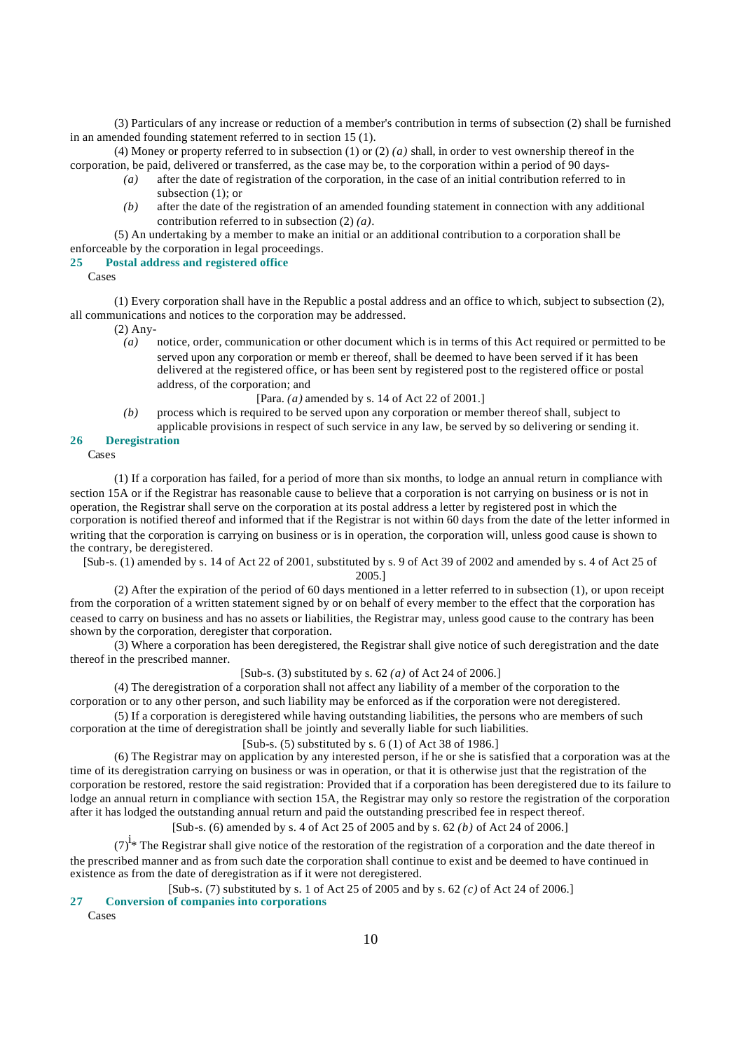(3) Particulars of any increase or reduction of a member's contribution in terms of subsection (2) shall be furnished in an amended founding statement referred to in section 15 (1).

(4) Money or property referred to in subsection (1) or (2) *(a)* shall, in order to vest ownership thereof in the corporation, be paid, delivered or transferred, as the case may be, to the corporation within a period of 90 days-

*(a)* after the date of registration of the corporation, in the case of an initial contribution referred to in subsection (1); or

*(b)* after the date of the registration of an amended founding statement in connection with any additional contribution referred to in subsection (2) *(a)*.

(5) An undertaking by a member to make an initial or an additional contribution to a corporation shall be enforceable by the corporation in legal proceedings.

**25 Postal address and registered office**

Cases

(1) Every corporation shall have in the Republic a postal address and an office to which, subject to subsection (2), all communications and notices to the corporation may be addressed.

(2) Any-

*(a)* notice, order, communication or other document which is in terms of this Act required or permitted to be served upon any corporation or memb er thereof, shall be deemed to have been served if it has been delivered at the registered office, or has been sent by registered post to the registered office or postal address, of the corporation; and

[Para. *(a)* amended by s. 14 of Act 22 of 2001.]

*(b)* process which is required to be served upon any corporation or member thereof shall, subject to applicable provisions in respect of such service in any law, be served by so delivering or sending it.

**26 Deregistration**

Cases

(1) If a corporation has failed, for a period of more than six months, to lodge an annual return in compliance with section 15A or if the Registrar has reasonable cause to believe that a corporation is not carrying on business or is not in operation, the Registrar shall serve on the corporation at its postal address a letter by registered post in which the corporation is notified thereof and informed that if the Registrar is not within 60 days from the date of the letter informed in writing that the corporation is carrying on business or is in operation, the corporation will, unless good cause is shown to the contrary, be deregistered.

[Sub-s. (1) amended by s. 14 of Act 22 of 2001, substituted by s. 9 of Act 39 of 2002 and amended by s. 4 of Act 25 of 2005.]

(2) After the expiration of the period of 60 days mentioned in a letter referred to in subsection (1), or upon receipt from the corporation of a written statement signed by or on behalf of every member to the effect that the corporation has ceased to carry on business and has no assets or liabilities, the Registrar may, unless good cause to the contrary has been shown by the corporation, deregister that corporation.

(3) Where a corporation has been deregistered, the Registrar shall give notice of such deregistration and the date thereof in the prescribed manner.

[Sub-s. (3) substituted by s. 62 *(a)* of Act 24 of 2006.]

(4) The deregistration of a corporation shall not affect any liability of a member of the corporation to the corporation or to any other person, and such liability may be enforced as if the corporation were not deregistered.

(5) If a corporation is deregistered while having outstanding liabilities, the persons who are members of such corporation at the time of deregistration shall be jointly and severally liable for such liabilities.

[Sub-s. (5) substituted by s. 6 (1) of Act 38 of 1986.]

(6) The Registrar may on application by any interested person, if he or she is satisfied that a corporation was at the time of its deregistration carrying on business or was in operation, or that it is otherwise just that the registration of the corporation be restored, restore the said registration: Provided that if a corporation has been deregistered due to its failure to lodge an annual return in compliance with section 15A, the Registrar may only so restore the registration of the corporation after it has lodged the outstanding annual return and paid the outstanding prescribed fee in respect thereof.

[Sub-s. (6) amended by s. 4 of Act 25 of 2005 and by s. 62 *(b)* of Act 24 of 2006.]

(7)[i]* The Registrar shall give notice of the restoration of the registration of a corporation and the date thereof in the prescribed manner and as from such date the corporation shall continue to exist and be deemed to have continued in existence as from the date of deregistration as if it were not deregistered.

[Sub-s. (7) substituted by s. 1 of Act 25 of 2005 and by s. 62 *(c)* of Act 24 of 2006.]

**27 Conversion of companies into corporations**

Cases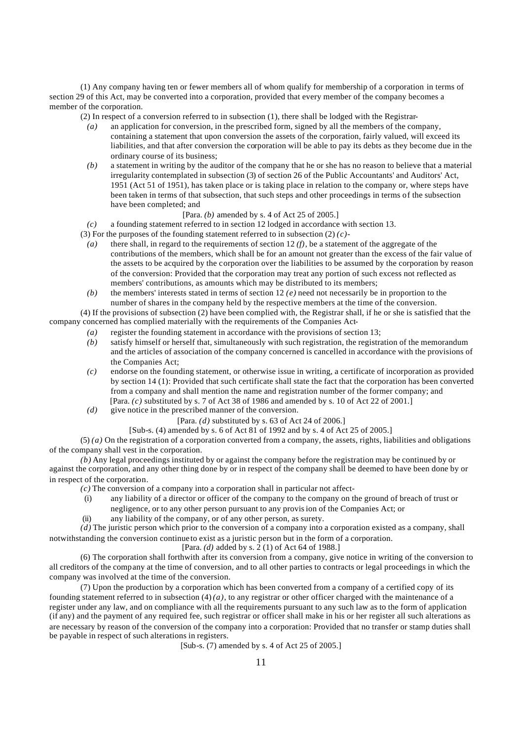(1) Any company having ten or fewer members all of whom qualify for membership of a corporation in terms of section 29 of this Act, may be converted into a corporation, provided that every member of the company becomes a member of the corporation.

(2) In respect of a conversion referred to in subsection (1), there shall be lodged with the Registrar-

*(a)* an application for conversion, in the prescribed form, signed by all the members of the company, containing a statement that upon conversion the assets of the corporation, fairly valued, will exceed its liabilities, and that after conversion the corporation will be able to pay its debts as they become due in the ordinary course of its business;

*(b)* a statement in writing by the auditor of the company that he or she has no reason to believe that a material irregularity contemplated in subsection (3) of section 26 of the Public Accountants' and Auditors' Act, 1951 (Act 51 of 1951), has taken place or is taking place in relation to the company or, where steps have been taken in terms of that subsection, that such steps and other proceedings in terms of the subsection have been completed; and

[Para. *(b)* amended by s. 4 of Act 25 of 2005.]

*(c)* a founding statement referred to in section 12 lodged in accordance with section 13.

(3) For the purposes of the founding statement referred to in subsection (2) *(c)*-

*(a)* there shall, in regard to the requirements of section 12 *(f)*, be a statement of the aggregate of the contributions of the members, which shall be for an amount not greater than the excess of the fair value of the assets to be acquired by the corporation over the liabilities to be assumed by the corporation by reason of the conversion: Provided that the corporation may treat any portion of such excess not reflected as members' contributions, as amounts which may be distributed to its members;

*(b)* the members' interests stated in terms of section 12 *(e)* need not necessarily be in proportion to the number of shares in the company held by the respective members at the time of the conversion.

(4) If the provisions of subsection (2) have been complied with, the Registrar shall, if he or she is satisfied that the company concerned has complied materially with the requirements of the Companies Act-

*(a)* register the founding statement in accordance with the provisions of section 13;

*(b)* satisfy himself or herself that, simultaneously with such registration, the registration of the memorandum and the articles of association of the company concerned is cancelled in accordance with the provisions of the Companies Act;

*(c)* endorse on the founding statement, or otherwise issue in writing, a certificate of incorporation as provided by section 14 (1): Provided that such certificate shall state the fact that the corporation has been converted from a company and shall mention the name and registration number of the former company; and

[Para. *(c)* substituted by s. 7 of Act 38 of 1986 and amended by s. 10 of Act 22 of 2001.]

*(d)* give notice in the prescribed manner of the conversion.

[Para. *(d)* substituted by s. 63 of Act 24 of 2006.]

[Sub-s. (4) amended by s. 6 of Act 81 of 1992 and by s. 4 of Act 25 of 2005.]

(5) *(a)* On the registration of a corporation converted from a company, the assets, rights, liabilities and obligations of the company shall vest in the corporation.

*(b)* Any legal proceedings instituted by or against the company before the registration may be continued by or against the corporation, and any other thing done by or in respect of the company shall be deemed to have been done by or in respect of the corporation.

*(c)* The conversion of a company into a corporation shall in particular not affect-

(i) any liability of a director or officer of the company to the company on the ground of breach of trust or negligence, or to any other person pursuant to any provision of the Companies Act; or

(ii) any liability of the company, or of any other person, as surety.

*(d)* The juristic person which prior to the conversion of a company into a corporation existed as a company, shall notwithstanding the conversion continue to exist as a juristic person but in the form of a corporation.

[Para. *(d)* added by s. 2 (1) of Act 64 of 1988.]

(6) The corporation shall forthwith after its conversion from a company, give notice in writing of the conversion to all creditors of the company at the time of conversion, and to all other parties to contracts or legal proceedings in which the company was involved at the time of the conversion.

(7) Upon the production by a corporation which has been converted from a company of a certified copy of its founding statement referred to in subsection (4) *(a)*, to any registrar or other officer charged with the maintenance of a register under any law, and on compliance with all the requirements pursuant to any such law as to the form of application (if any) and the payment of any required fee, such registrar or officer shall make in his or her register all such alterations as are necessary by reason of the conversion of the company into a corporation: Provided that no transfer or stamp duties shall be payable in respect of such alterations in registers.

[Sub-s. (7) amended by s. 4 of Act 25 of 2005.]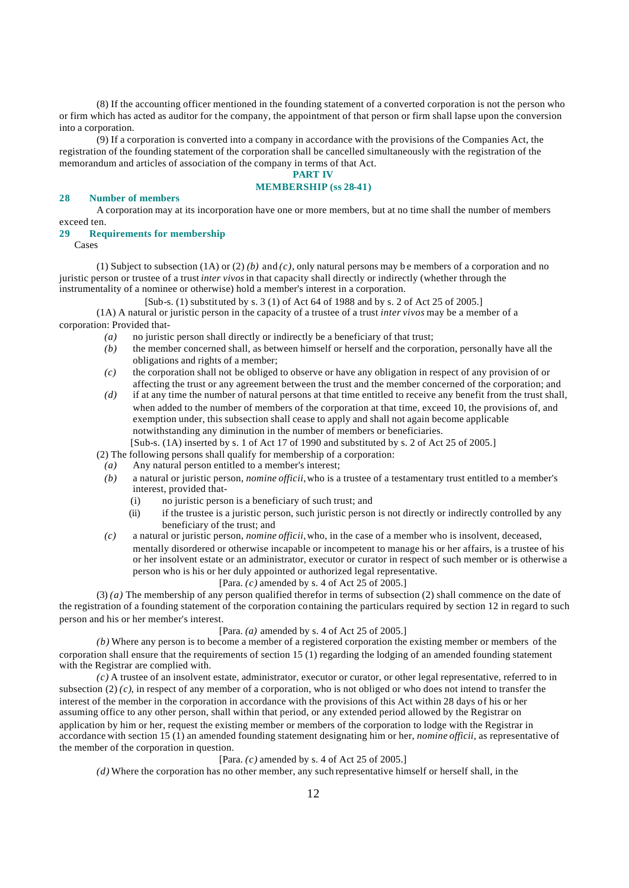(8) If the accounting officer mentioned in the founding statement of a converted corporation is not the person who or firm which has acted as auditor for the company, the appointment of that person or firm shall lapse upon the conversion into a corporation.

(9) If a corporation is converted into a company in accordance with the provisions of the Companies Act, the registration of the founding statement of the corporation shall be cancelled simultaneously with the registration of the memorandum and articles of association of the company in terms of that Act.

## PART IV
## MEMBERSHIP (ss 28-41)

### 28 Number of members

A corporation may at its incorporation have one or more members, but at no time shall the number of members exceed ten.

### 29 Requirements for membership

Cases

(1) Subject to subsection (1A) or (2) *(b)* and *(c)*, only natural persons may be members of a corporation and no juristic person or trustee of a trust *inter vivos* in that capacity shall directly or indirectly (whether through the instrumentality of a nominee or otherwise) hold a member's interest in a corporation.

[Sub-s. (1) substituted by s. 3 (1) of Act 64 of 1988 and by s. 2 of Act 25 of 2005.]

(1A) A natural or juristic person in the capacity of a trustee of a trust *inter vivos* may be a member of a corporation: Provided that-

*(a)* no juristic person shall directly or indirectly be a beneficiary of that trust;

*(b)* the member concerned shall, as between himself or herself and the corporation, personally have all the obligations and rights of a member;

*(c)* the corporation shall not be obliged to observe or have any obligation in respect of any provision of or affecting the trust or any agreement between the trust and the member concerned of the corporation; and

*(d)* if at any time the number of natural persons at that time entitled to receive any benefit from the trust shall, when added to the number of members of the corporation at that time, exceed 10, the provisions of, and exemption under, this subsection shall cease to apply and shall not again become applicable notwithstanding any diminution in the number of members or beneficiaries.

[Sub-s. (1A) inserted by s. 1 of Act 17 of 1990 and substituted by s. 2 of Act 25 of 2005.]

(2) The following persons shall qualify for membership of a corporation:

*(a)* Any natural person entitled to a member's interest;

*(b)* a natural or juristic person, *nomine officii*, who is a trustee of a testamentary trust entitled to a member's interest, provided that-

(i) no juristic person is a beneficiary of such trust; and

(ii) if the trustee is a juristic person, such juristic person is not directly or indirectly controlled by any beneficiary of the trust; and

*(c)* a natural or juristic person, *nomine officii*, who, in the case of a member who is insolvent, deceased, mentally disordered or otherwise incapable or incompetent to manage his or her affairs, is a trustee of his or her insolvent estate or an administrator, executor or curator in respect of such member or is otherwise a person who is his or her duly appointed or authorized legal representative.

[Para. *(c)* amended by s. 4 of Act 25 of 2005.]

(3) *(a)* The membership of any person qualified therefor in terms of subsection (2) shall commence on the date of the registration of a founding statement of the corporation containing the particulars required by section 12 in regard to such person and his or her member's interest.

[Para. *(a)* amended by s. 4 of Act 25 of 2005.]

*(b)* Where any person is to become a member of a registered corporation the existing member or members of the corporation shall ensure that the requirements of section 15 (1) regarding the lodging of an amended founding statement with the Registrar are complied with.

*(c)* A trustee of an insolvent estate, administrator, executor or curator, or other legal representative, referred to in subsection (2) *(c)*, in respect of any member of a corporation, who is not obliged or who does not intend to transfer the interest of the member in the corporation in accordance with the provisions of this Act within 28 days of his or her assuming office to any other person, shall within that period, or any extended period allowed by the Registrar on application by him or her, request the existing member or members of the corporation to lodge with the Registrar in accordance with section 15 (1) an amended founding statement designating him or her, *nomine officii*, as representative of the member of the corporation in question.

[Para. *(c)* amended by s. 4 of Act 25 of 2005.]

*(d)* Where the corporation has no other member, any such representative himself or herself shall, in the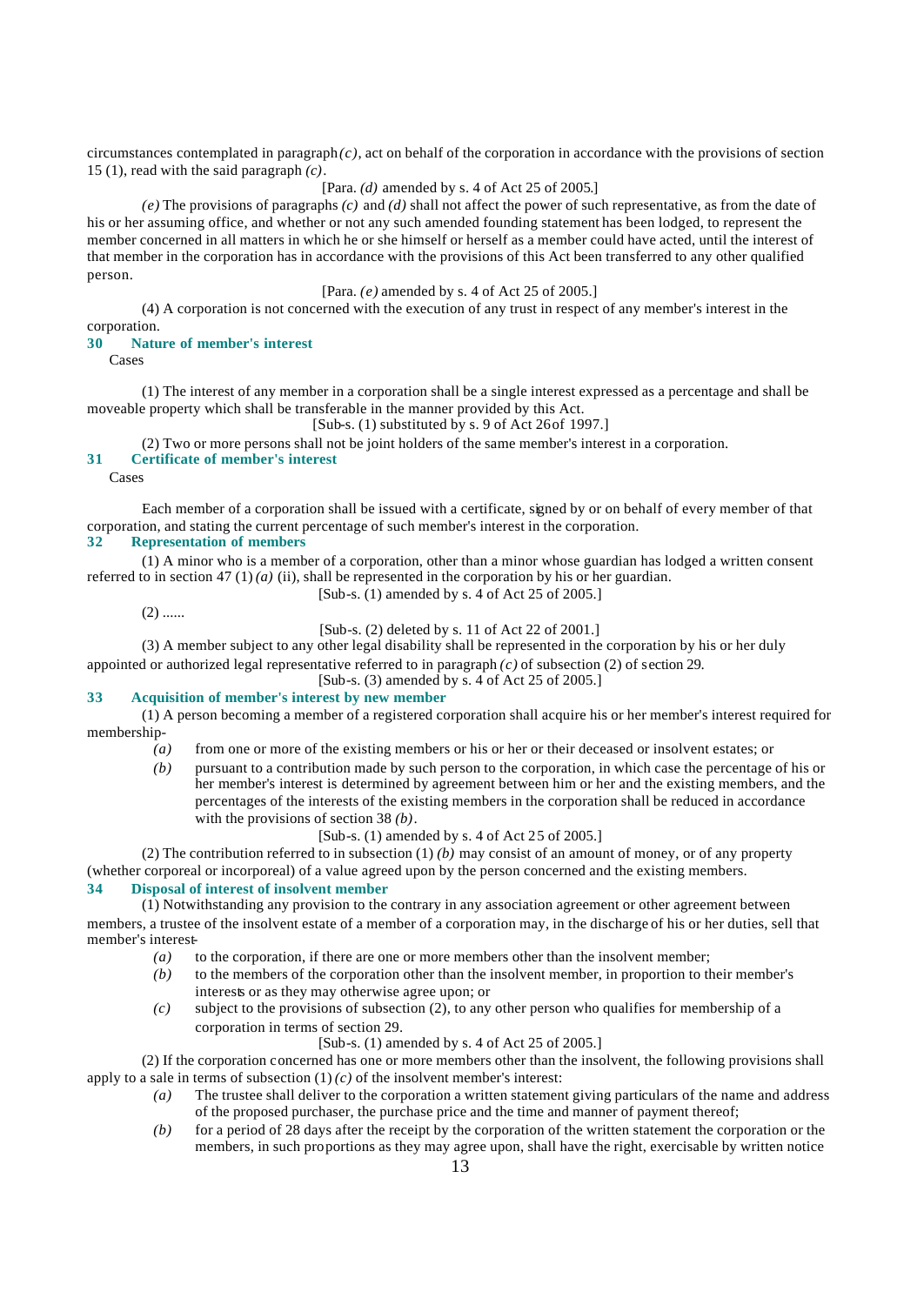circumstances contemplated in paragraph *(c)*, act on behalf of the corporation in accordance with the provisions of section 15 (1), read with the said paragraph *(c)*.

[Para. *(d)* amended by s. 4 of Act 25 of 2005.]

*(e)* The provisions of paragraphs *(c)* and *(d)* shall not affect the power of such representative, as from the date of his or her assuming office, and whether or not any such amended founding statement has been lodged, to represent the member concerned in all matters in which he or she himself or herself as a member could have acted, until the interest of that member in the corporation has in accordance with the provisions of this Act been transferred to any other qualified person.

[Para. *(e)* amended by s. 4 of Act 25 of 2005.]

(4) A corporation is not concerned with the execution of any trust in respect of any member's interest in the corporation.

### 30 Nature of member's interest

Cases

(1) The interest of any member in a corporation shall be a single interest expressed as a percentage and shall be moveable property which shall be transferable in the manner provided by this Act.

[Sub-s. (1) substituted by s. 9 of Act 26 of 1997.]

(2) Two or more persons shall not be joint holders of the same member's interest in a corporation.

### 31 Certificate of member's interest

Cases

Each member of a corporation shall be issued with a certificate, signed by or on behalf of every member of that corporation, and stating the current percentage of such member's interest in the corporation.

### 32 Representation of members

(1) A minor who is a member of a corporation, other than a minor whose guardian has lodged a written consent referred to in section 47 (1) *(a)* (ii), shall be represented in the corporation by his or her guardian.

[Sub-s. (1) amended by s. 4 of Act 25 of 2005.]

(2) ......

[Sub-s. (2) deleted by s. 11 of Act 22 of 2001.]

(3) A member subject to any other legal disability shall be represented in the corporation by his or her duly appointed or authorized legal representative referred to in paragraph *(c)* of subsection (2) of section 29.

[Sub-s. (3) amended by s. 4 of Act 25 of 2005.]

### 33 Acquisition of member's interest by new member

(1) A person becoming a member of a registered corporation shall acquire his or her member's interest required for membership-

*(a)* from one or more of the existing members or his or her or their deceased or insolvent estates; or

*(b)* pursuant to a contribution made by such person to the corporation, in which case the percentage of his or her member's interest is determined by agreement between him or her and the existing members, and the percentages of the interests of the existing members in the corporation shall be reduced in accordance with the provisions of section 38 *(b)*.

[Sub-s. (1) amended by s. 4 of Act 25 of 2005.]

(2) The contribution referred to in subsection (1) *(b)* may consist of an amount of money, or of any property (whether corporeal or incorporeal) of a value agreed upon by the person concerned and the existing members.

### 34 Disposal of interest of insolvent member

(1) Notwithstanding any provision to the contrary in any association agreement or other agreement between members, a trustee of the insolvent estate of a member of a corporation may, in the discharge of his or her duties, sell that member's interest-

*(a)* to the corporation, if there are one or more members other than the insolvent member;

*(b)* to the members of the corporation other than the insolvent member, in proportion to their member's interests or as they may otherwise agree upon; or

*(c)* subject to the provisions of subsection (2), to any other person who qualifies for membership of a corporation in terms of section 29.

[Sub-s. (1) amended by s. 4 of Act 25 of 2005.]

(2) If the corporation concerned has one or more members other than the insolvent, the following provisions shall apply to a sale in terms of subsection (1) *(c)* of the insolvent member's interest:

*(a)* The trustee shall deliver to the corporation a written statement giving particulars of the name and address of the proposed purchaser, the purchase price and the time and manner of payment thereof;

*(b)* for a period of 28 days after the receipt by the corporation of the written statement the corporation or the members, in such proportions as they may agree upon, shall have the right, exercisable by written notice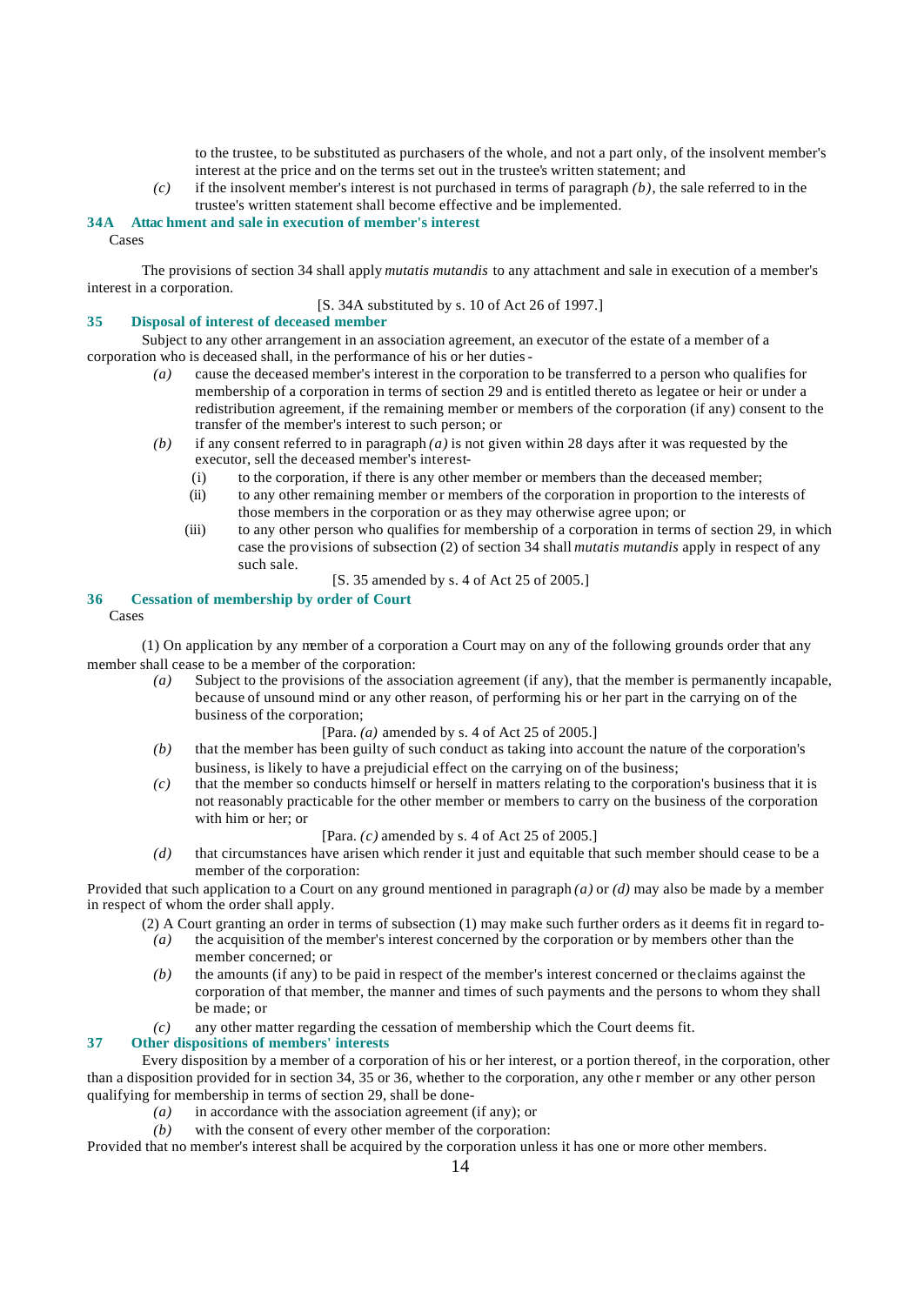to the trustee, to be substituted as purchasers of the whole, and not a part only, of the insolvent member's interest at the price and on the terms set out in the trustee's written statement; and

*(c)* if the insolvent member's interest is not purchased in terms of paragraph *(b)*, the sale referred to in the trustee's written statement shall become effective and be implemented.

### 34A Attachment and sale in execution of member's interest

Cases

The provisions of section 34 shall apply *mutatis mutandis* to any attachment and sale in execution of a member's interest in a corporation.

[S. 34A substituted by s. 10 of Act 26 of 1997.]

### 35 Disposal of interest of deceased member

Subject to any other arrangement in an association agreement, an executor of the estate of a member of a corporation who is deceased shall, in the performance of his or her duties -

*(a)* cause the deceased member's interest in the corporation to be transferred to a person who qualifies for membership of a corporation in terms of section 29 and is entitled thereto as legatee or heir or under a redistribution agreement, if the remaining member or members of the corporation (if any) consent to the transfer of the member's interest to such person; or

*(b)* if any consent referred to in paragraph *(a)* is not given within 28 days after it was requested by the executor, sell the deceased member's interest-

(i) to the corporation, if there is any other member or members than the deceased member;

(ii) to any other remaining member or members of the corporation in proportion to the interests of those members in the corporation or as they may otherwise agree upon; or

(iii) to any other person who qualifies for membership of a corporation in terms of section 29, in which case the provisions of subsection (2) of section 34 shall *mutatis mutandis* apply in respect of any such sale.

[S. 35 amended by s. 4 of Act 25 of 2005.]

### 36 Cessation of membership by order of Court

Cases

(1) On application by any member of a corporation a Court may on any of the following grounds order that any member shall cease to be a member of the corporation:

*(a)* Subject to the provisions of the association agreement (if any), that the member is permanently incapable, because of unsound mind or any other reason, of performing his or her part in the carrying on of the business of the corporation;

[Para. *(a)* amended by s. 4 of Act 25 of 2005.]

*(b)* that the member has been guilty of such conduct as taking into account the nature of the corporation's business, is likely to have a prejudicial effect on the carrying on of the business;

*(c)* that the member so conducts himself or herself in matters relating to the corporation's business that it is not reasonably practicable for the other member or members to carry on the business of the corporation with him or her; or

[Para. *(c)* amended by s. 4 of Act 25 of 2005.]

*(d)* that circumstances have arisen which render it just and equitable that such member should cease to be a member of the corporation:

Provided that such application to a Court on any ground mentioned in paragraph *(a)* or *(d)* may also be made by a member in respect of whom the order shall apply.

(2) A Court granting an order in terms of subsection (1) may make such further orders as it deems fit in regard to-

*(a)* the acquisition of the member's interest concerned by the corporation or by members other than the member concerned; or

*(b)* the amounts (if any) to be paid in respect of the member's interest concerned or the claims against the corporation of that member, the manner and times of such payments and the persons to whom they shall be made; or

*(c)* any other matter regarding the cessation of membership which the Court deems fit.

### 37 Other dispositions of members' interests

Every disposition by a member of a corporation of his or her interest, or a portion thereof, in the corporation, other than a disposition provided for in section 34, 35 or 36, whether to the corporation, any other member or any other person qualifying for membership in terms of section 29, shall be done-

*(a)* in accordance with the association agreement (if any); or

*(b)* with the consent of every other member of the corporation:

Provided that no member's interest shall be acquired by the corporation unless it has one or more other members.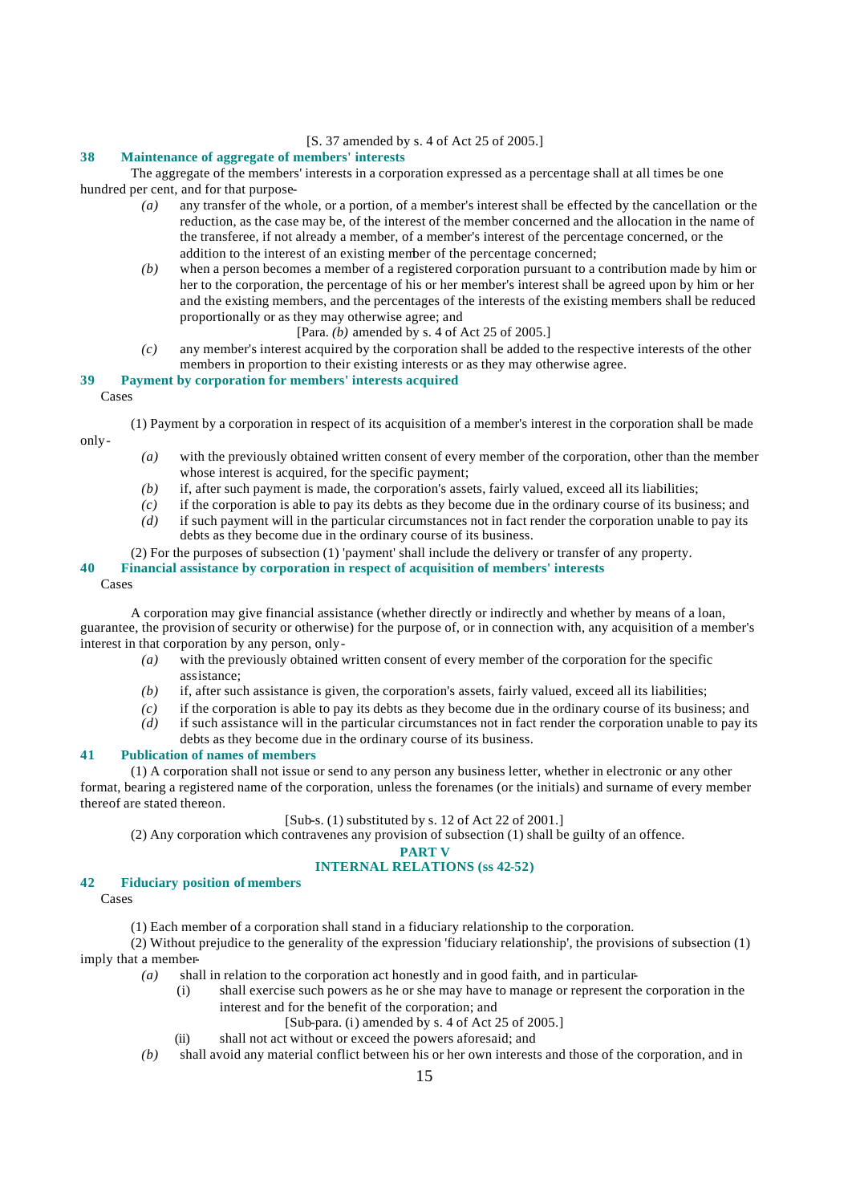[S. 37 amended by s. 4 of Act 25 of 2005.]

### 38 Maintenance of aggregate of members' interests

The aggregate of the members' interests in a corporation expressed as a percentage shall at all times be one hundred per cent, and for that purpose-

*(a)* any transfer of the whole, or a portion, of a member's interest shall be effected by the cancellation or the reduction, as the case may be, of the interest of the member concerned and the allocation in the name of the transferee, if not already a member, of a member's interest of the percentage concerned, or the addition to the interest of an existing member of the percentage concerned;

*(b)* when a person becomes a member of a registered corporation pursuant to a contribution made by him or her to the corporation, the percentage of his or her member's interest shall be agreed upon by him or her and the existing members, and the percentages of the interests of the existing members shall be reduced proportionally or as they may otherwise agree; and

[Para. *(b)* amended by s. 4 of Act 25 of 2005.]

*(c)* any member's interest acquired by the corporation shall be added to the respective interests of the other members in proportion to their existing interests or as they may otherwise agree.

### 39 Payment by corporation for members' interests acquired

Cases

(1) Payment by a corporation in respect of its acquisition of a member's interest in the corporation shall be made only-

*(a)* with the previously obtained written consent of every member of the corporation, other than the member whose interest is acquired, for the specific payment;

*(b)* if, after such payment is made, the corporation's assets, fairly valued, exceed all its liabilities;

*(c)* if the corporation is able to pay its debts as they become due in the ordinary course of its business; and

*(d)* if such payment will in the particular circumstances not in fact render the corporation unable to pay its debts as they become due in the ordinary course of its business.

(2) For the purposes of subsection (1) 'payment' shall include the delivery or transfer of any property.

### 40 Financial assistance by corporation in respect of acquisition of members' interests

Cases

A corporation may give financial assistance (whether directly or indirectly and whether by means of a loan, guarantee, the provision of security or otherwise) for the purpose of, or in connection with, any acquisition of a member's interest in that corporation by any person, only-

*(a)* with the previously obtained written consent of every member of the corporation for the specific assistance;

*(b)* if, after such assistance is given, the corporation's assets, fairly valued, exceed all its liabilities;

*(c)* if the corporation is able to pay its debts as they become due in the ordinary course of its business; and

*(d)* if such assistance will in the particular circumstances not in fact render the corporation unable to pay its debts as they become due in the ordinary course of its business.

### 41 Publication of names of members

(1) A corporation shall not issue or send to any person any business letter, whether in electronic or any other format, bearing a registered name of the corporation, unless the forenames (or the initials) and surname of every member thereof are stated thereon.

[Sub-s. (1) substituted by s. 12 of Act 22 of 2001.]

(2) Any corporation which contravenes any provision of subsection (1) shall be guilty of an offence.

## PART V
## INTERNAL RELATIONS (ss 42-52)

### 42 Fiduciary position of members

Cases

(1) Each member of a corporation shall stand in a fiduciary relationship to the corporation.

(2) Without prejudice to the generality of the expression 'fiduciary relationship', the provisions of subsection (1) imply that a member-

*(a)* shall in relation to the corporation act honestly and in good faith, and in particular-

(i) shall exercise such powers as he or she may have to manage or represent the corporation in the interest and for the benefit of the corporation; and

[Sub-para. (i) amended by s. 4 of Act 25 of 2005.]

(ii) shall not act without or exceed the powers aforesaid; and

*(b)* shall avoid any material conflict between his or her own interests and those of the corporation, and in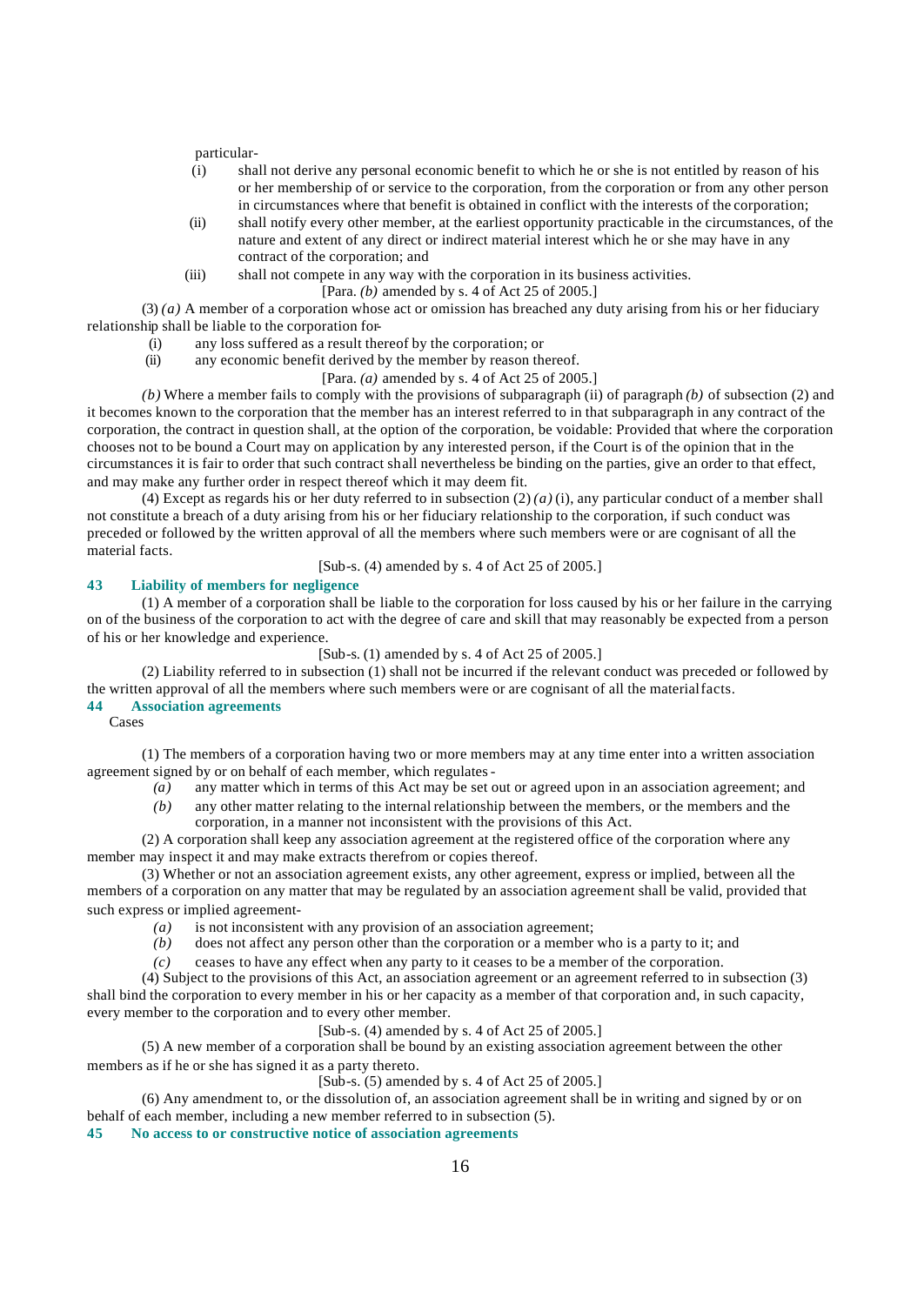particular-

(i) shall not derive any personal economic benefit to which he or she is not entitled by reason of his or her membership of or service to the corporation, from the corporation or from any other person in circumstances where that benefit is obtained in conflict with the interests of the corporation;

(ii) shall notify every other member, at the earliest opportunity practicable in the circumstances, of the nature and extent of any direct or indirect material interest which he or she may have in any contract of the corporation; and

(iii) shall not compete in any way with the corporation in its business activities.

[Para. *(b)* amended by s. 4 of Act 25 of 2005.]

(3) *(a)* A member of a corporation whose act or omission has breached any duty arising from his or her fiduciary relationship shall be liable to the corporation for-

(i) any loss suffered as a result thereof by the corporation; or

(ii) any economic benefit derived by the member by reason thereof.

[Para. *(a)* amended by s. 4 of Act 25 of 2005.]

*(b)* Where a member fails to comply with the provisions of subparagraph (ii) of paragraph *(b)* of subsection (2) and it becomes known to the corporation that the member has an interest referred to in that subparagraph in any contract of the corporation, the contract in question shall, at the option of the corporation, be voidable: Provided that where the corporation chooses not to be bound a Court may on application by any interested person, if the Court is of the opinion that in the circumstances it is fair to order that such contract shall nevertheless be binding on the parties, give an order to that effect, and may make any further order in respect thereof which it may deem fit.

(4) Except as regards his or her duty referred to in subsection (2) *(a)* (i), any particular conduct of a member shall not constitute a breach of a duty arising from his or her fiduciary relationship to the corporation, if such conduct was preceded or followed by the written approval of all the members where such members were or are cognisant of all the material facts.

[Sub-s. (4) amended by s. 4 of Act 25 of 2005.]

**43 Liability of members for negligence**

(1) A member of a corporation shall be liable to the corporation for loss caused by his or her failure in the carrying on of the business of the corporation to act with the degree of care and skill that may reasonably be expected from a person of his or her knowledge and experience.

[Sub-s. (1) amended by s. 4 of Act 25 of 2005.]

(2) Liability referred to in subsection (1) shall not be incurred if the relevant conduct was preceded or followed by the written approval of all the members where such members were or are cognisant of all the material facts.

**44 Association agreements**

Cases

(1) The members of a corporation having two or more members may at any time enter into a written association agreement signed by or on behalf of each member, which regulates -

*(a)* any matter which in terms of this Act may be set out or agreed upon in an association agreement; and

*(b)* any other matter relating to the internal relationship between the members, or the members and the corporation, in a manner not inconsistent with the provisions of this Act.

(2) A corporation shall keep any association agreement at the registered office of the corporation where any member may inspect it and may make extracts therefrom or copies thereof.

(3) Whether or not an association agreement exists, any other agreement, express or implied, between all the members of a corporation on any matter that may be regulated by an association agreement shall be valid, provided that such express or implied agreement-

*(a)* is not inconsistent with any provision of an association agreement;

*(b)* does not affect any person other than the corporation or a member who is a party to it; and

*(c)* ceases to have any effect when any party to it ceases to be a member of the corporation.

(4) Subject to the provisions of this Act, an association agreement or an agreement referred to in subsection (3) shall bind the corporation to every member in his or her capacity as a member of that corporation and, in such capacity, every member to the corporation and to every other member.

[Sub-s. (4) amended by s. 4 of Act 25 of 2005.]

(5) A new member of a corporation shall be bound by an existing association agreement between the other members as if he or she has signed it as a party thereto.

[Sub-s. (5) amended by s. 4 of Act 25 of 2005.]

(6) Any amendment to, or the dissolution of, an association agreement shall be in writing and signed by or on behalf of each member, including a new member referred to in subsection (5).

**45 No access to or constructive notice of association agreements**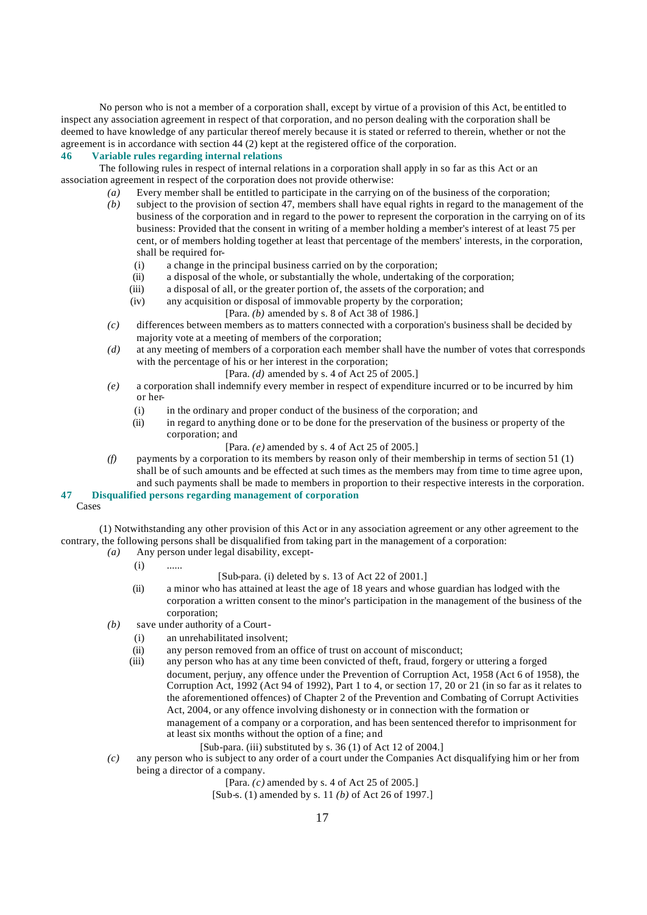No person who is not a member of a corporation shall, except by virtue of a provision of this Act, be entitled to inspect any association agreement in respect of that corporation, and no person dealing with the corporation shall be deemed to have knowledge of any particular thereof merely because it is stated or referred to therein, whether or not the agreement is in accordance with section 44 (2) kept at the registered office of the corporation.

### 46 Variable rules regarding internal relations

The following rules in respect of internal relations in a corporation shall apply in so far as this Act or an association agreement in respect of the corporation does not provide otherwise:

*(a)* Every member shall be entitled to participate in the carrying on of the business of the corporation;

*(b)* subject to the provision of section 47, members shall have equal rights in regard to the management of the business of the corporation and in regard to the power to represent the corporation in the carrying on of its business: Provided that the consent in writing of a member holding a member's interest of at least 75 per cent, or of members holding together at least that percentage of the members' interests, in the corporation, shall be required for-

(i) a change in the principal business carried on by the corporation;

(ii) a disposal of the whole, or substantially the whole, undertaking of the corporation;

(iii) a disposal of all, or the greater portion of, the assets of the corporation; and

(iv) any acquisition or disposal of immovable property by the corporation;

[Para. *(b)* amended by s. 8 of Act 38 of 1986.]

*(c)* differences between members as to matters connected with a corporation's business shall be decided by majority vote at a meeting of members of the corporation;

*(d)* at any meeting of members of a corporation each member shall have the number of votes that corresponds with the percentage of his or her interest in the corporation;

[Para. *(d)* amended by s. 4 of Act 25 of 2005.]

*(e)* a corporation shall indemnify every member in respect of expenditure incurred or to be incurred by him or her-

(i) in the ordinary and proper conduct of the business of the corporation; and

(ii) in regard to anything done or to be done for the preservation of the business or property of the corporation; and

[Para. *(e)* amended by s. 4 of Act 25 of 2005.]

*(f)* payments by a corporation to its members by reason only of their membership in terms of section 51 (1) shall be of such amounts and be effected at such times as the members may from time to time agree upon, and such payments shall be made to members in proportion to their respective interests in the corporation.

### 47 Disqualified persons regarding management of corporation

Cases

(1) Notwithstanding any other provision of this Act or in any association agreement or any other agreement to the contrary, the following persons shall be disqualified from taking part in the management of a corporation:

*(a)* Any person under legal disability, except-

(i) ......

[Sub-para. (i) deleted by s. 13 of Act 22 of 2001.]

(ii) a minor who has attained at least the age of 18 years and whose guardian has lodged with the corporation a written consent to the minor's participation in the management of the business of the corporation;

*(b)* save under authority of a Court-

(i) an unrehabilitated insolvent;

(ii) any person removed from an office of trust on account of misconduct;

(iii) any person who has at any time been convicted of theft, fraud, forgery or uttering a forged document, perjury, any offence under the Prevention of Corruption Act, 1958 (Act 6 of 1958), the Corruption Act, 1992 (Act 94 of 1992), Part 1 to 4, or section 17, 20 or 21 (in so far as it relates to the aforementioned offences) of Chapter 2 of the Prevention and Combating of Corrupt Activities Act, 2004, or any offence involving dishonesty or in connection with the formation or management of a company or a corporation, and has been sentenced therefor to imprisonment for at least six months without the option of a fine; and

[Sub-para. (iii) substituted by s. 36 (1) of Act 12 of 2004.]

*(c)* any person who is subject to any order of a court under the Companies Act disqualifying him or her from being a director of a company.

[Para. *(c)* amended by s. 4 of Act 25 of 2005.]

[Sub-s. (1) amended by s. 11 *(b)* of Act 26 of 1997.]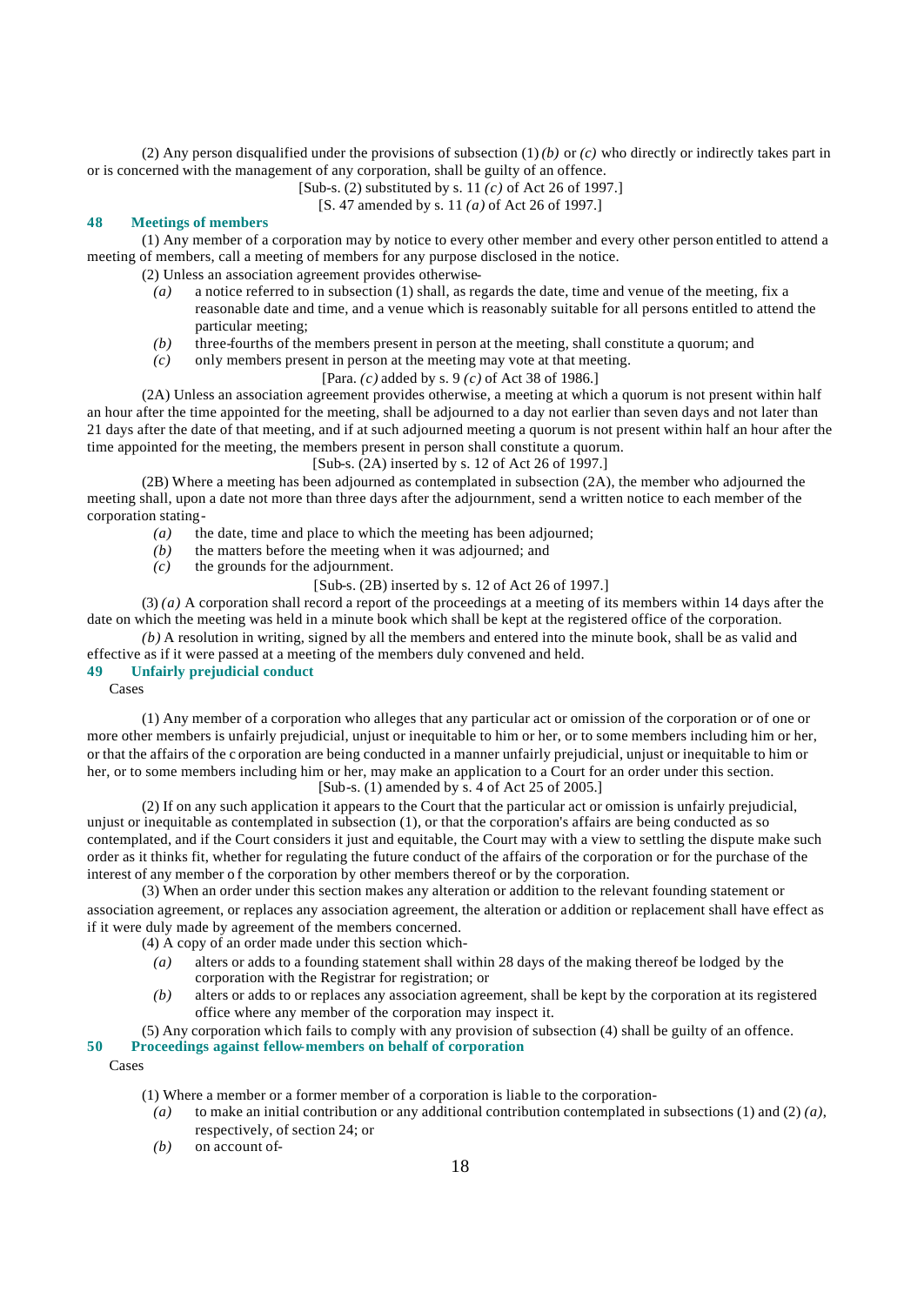(2) Any person disqualified under the provisions of subsection (1) *(b)* or *(c)* who directly or indirectly takes part in or is concerned with the management of any corporation, shall be guilty of an offence.

[Sub-s. (2) substituted by s. 11 *(c)* of Act 26 of 1997.]

[S. 47 amended by s. 11 *(a)* of Act 26 of 1997.]

## 48 Meetings of members

(1) Any member of a corporation may by notice to every other member and every other person entitled to attend a meeting of members, call a meeting of members for any purpose disclosed in the notice.

(2) Unless an association agreement provides otherwise-

*(a)* a notice referred to in subsection (1) shall, as regards the date, time and venue of the meeting, fix a reasonable date and time, and a venue which is reasonably suitable for all persons entitled to attend the particular meeting;

*(b)* three-fourths of the members present in person at the meeting, shall constitute a quorum; and

*(c)* only members present in person at the meeting may vote at that meeting.

[Para. *(c)* added by s. 9 *(c)* of Act 38 of 1986.]

(2A) Unless an association agreement provides otherwise, a meeting at which a quorum is not present within half an hour after the time appointed for the meeting, shall be adjourned to a day not earlier than seven days and not later than 21 days after the date of that meeting, and if at such adjourned meeting a quorum is not present within half an hour after the time appointed for the meeting, the members present in person shall constitute a quorum.

[Sub-s. (2A) inserted by s. 12 of Act 26 of 1997.]

(2B) Where a meeting has been adjourned as contemplated in subsection (2A), the member who adjourned the meeting shall, upon a date not more than three days after the adjournment, send a written notice to each member of the corporation stating-

*(a)* the date, time and place to which the meeting has been adjourned;

*(b)* the matters before the meeting when it was adjourned; and

*(c)* the grounds for the adjournment.

[Sub-s. (2B) inserted by s. 12 of Act 26 of 1997.]

(3) *(a)* A corporation shall record a report of the proceedings at a meeting of its members within 14 days after the date on which the meeting was held in a minute book which shall be kept at the registered office of the corporation.

*(b)* A resolution in writing, signed by all the members and entered into the minute book, shall be as valid and effective as if it were passed at a meeting of the members duly convened and held.

## 49 Unfairly prejudicial conduct

Cases

(1) Any member of a corporation who alleges that any particular act or omission of the corporation or of one or more other members is unfairly prejudicial, unjust or inequitable to him or her, or to some members including him or her, or that the affairs of the corporation are being conducted in a manner unfairly prejudicial, unjust or inequitable to him or her, or to some members including him or her, may make an application to a Court for an order under this section.

[Sub-s. (1) amended by s. 4 of Act 25 of 2005.]

(2) If on any such application it appears to the Court that the particular act or omission is unfairly prejudicial, unjust or inequitable as contemplated in subsection (1), or that the corporation's affairs are being conducted as so contemplated, and if the Court considers it just and equitable, the Court may with a view to settling the dispute make such order as it thinks fit, whether for regulating the future conduct of the affairs of the corporation or for the purchase of the interest of any member of the corporation by other members thereof or by the corporation.

(3) When an order under this section makes any alteration or addition to the relevant founding statement or association agreement, or replaces any association agreement, the alteration or addition or replacement shall have effect as if it were duly made by agreement of the members concerned.

(4) A copy of an order made under this section which-

*(a)* alters or adds to a founding statement shall within 28 days of the making thereof be lodged by the corporation with the Registrar for registration; or

*(b)* alters or adds to or replaces any association agreement, shall be kept by the corporation at its registered office where any member of the corporation may inspect it.

(5) Any corporation which fails to comply with any provision of subsection (4) shall be guilty of an offence.

## 50 Proceedings against fellow-members on behalf of corporation

Cases

(1) Where a member or a former member of a corporation is liable to the corporation-

*(a)* to make an initial contribution or any additional contribution contemplated in subsections (1) and (2) *(a)*, respectively, of section 24; or

*(b)* on account of-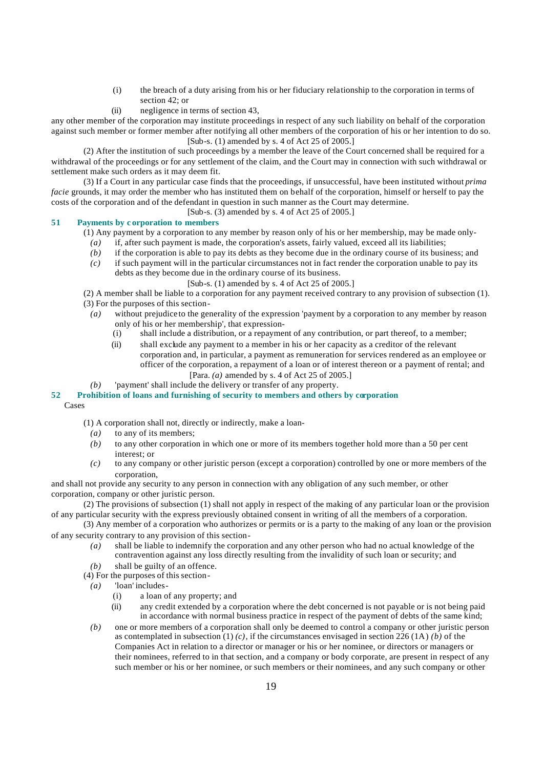(i) the breach of a duty arising from his or her fiduciary relationship to the corporation in terms of section 42; or

(ii) negligence in terms of section 43,

any other member of the corporation may institute proceedings in respect of any such liability on behalf of the corporation against such member or former member after notifying all other members of the corporation of his or her intention to do so.

[Sub-s. (1) amended by s. 4 of Act 25 of 2005.]

(2) After the institution of such proceedings by a member the leave of the Court concerned shall be required for a withdrawal of the proceedings or for any settlement of the claim, and the Court may in connection with such withdrawal or settlement make such orders as it may deem fit.

(3) If a Court in any particular case finds that the proceedings, if unsuccessful, have been instituted without *prima facie* grounds, it may order the member who has instituted them on behalf of the corporation, himself or herself to pay the costs of the corporation and of the defendant in question in such manner as the Court may determine.

[Sub-s. (3) amended by s. 4 of Act 25 of 2005.]

### 51 Payments by corporation to members

(1) Any payment by a corporation to any member by reason only of his or her membership, may be made only-

*(a)* if, after such payment is made, the corporation's assets, fairly valued, exceed all its liabilities;

*(b)* if the corporation is able to pay its debts as they become due in the ordinary course of its business; and

*(c)* if such payment will in the particular circumstances not in fact render the corporation unable to pay its debts as they become due in the ordinary course of its business.

[Sub-s. (1) amended by s. 4 of Act 25 of 2005.]

(2) A member shall be liable to a corporation for any payment received contrary to any provision of subsection (1).

(3) For the purposes of this section-

*(a)* without prejudice to the generality of the expression 'payment by a corporation to any member by reason only of his or her membership', that expression-

(i) shall include a distribution, or a repayment of any contribution, or part thereof, to a member;

(ii) shall exclude any payment to a member in his or her capacity as a creditor of the relevant corporation and, in particular, a payment as remuneration for services rendered as an employee or officer of the corporation, a repayment of a loan or of interest thereon or a payment of rental; and

[Para. *(a)* amended by s. 4 of Act 25 of 2005.]

*(b)* 'payment' shall include the delivery or transfer of any property.

### 52 Prohibition of loans and furnishing of security to members and others by corporation

Cases

(1) A corporation shall not, directly or indirectly, make a loan-

*(a)* to any of its members;

*(b)* to any other corporation in which one or more of its members together hold more than a 50 per cent interest; or

*(c)* to any company or other juristic person (except a corporation) controlled by one or more members of the corporation,

and shall not provide any security to any person in connection with any obligation of any such member, or other corporation, company or other juristic person.

(2) The provisions of subsection (1) shall not apply in respect of the making of any particular loan or the provision of any particular security with the express previously obtained consent in writing of all the members of a corporation.

(3) Any member of a corporation who authorizes or permits or is a party to the making of any loan or the provision of any security contrary to any provision of this section-

*(a)* shall be liable to indemnify the corporation and any other person who had no actual knowledge of the contravention against any loss directly resulting from the invalidity of such loan or security; and

*(b)* shall be guilty of an offence.

(4) For the purposes of this section-

*(a)* 'loan' includes-

(i) a loan of any property; and

(ii) any credit extended by a corporation where the debt concerned is not payable or is not being paid in accordance with normal business practice in respect of the payment of debts of the same kind;

*(b)* one or more members of a corporation shall only be deemed to control a company or other juristic person as contemplated in subsection (1) *(c)*, if the circumstances envisaged in section 226 (1A) *(b)* of the Companies Act in relation to a director or manager or his or her nominee, or directors or managers or their nominees, referred to in that section, and a company or body corporate, are present in respect of any such member or his or her nominee, or such members or their nominees, and any such company or other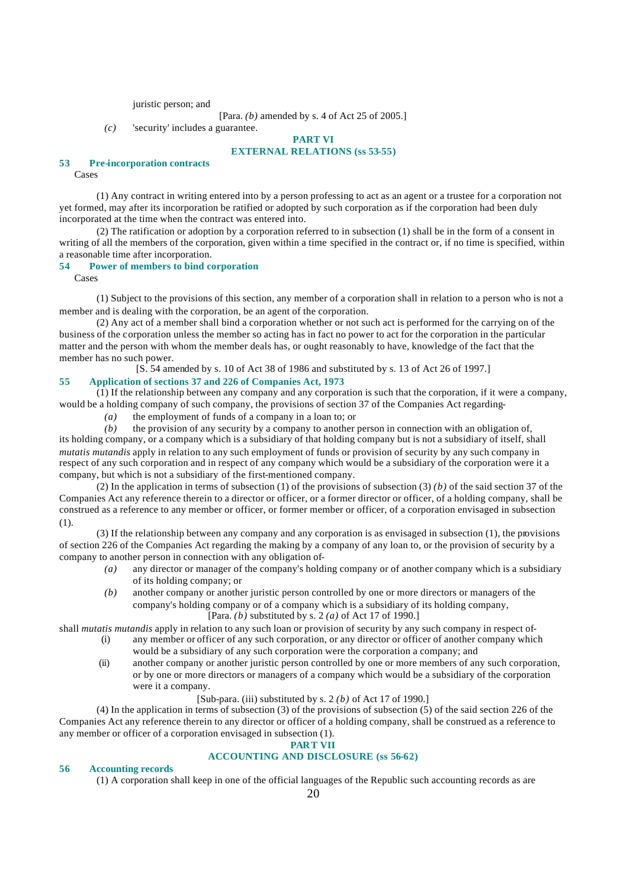juristic person; and

[Para. *(b)* amended by s. 4 of Act 25 of 2005.]

*(c)* 'security' includes a guarantee.

## PART VI
## EXTERNAL RELATIONS (ss 53-55)

### 53 Pre-incorporation contracts

Cases

(1) Any contract in writing entered into by a person professing to act as an agent or a trustee for a corporation not yet formed, may after its incorporation be ratified or adopted by such corporation as if the corporation had been duly incorporated at the time when the contract was entered into.

(2) The ratification or adoption by a corporation referred to in subsection (1) shall be in the form of a consent in writing of all the members of the corporation, given within a time specified in the contract or, if no time is specified, within a reasonable time after incorporation.

### 54 Power of members to bind corporation

Cases

(1) Subject to the provisions of this section, any member of a corporation shall in relation to a person who is not a member and is dealing with the corporation, be an agent of the corporation.

(2) Any act of a member shall bind a corporation whether or not such act is performed for the carrying on of the business of the corporation unless the member so acting has in fact no power to act for the corporation in the particular matter and the person with whom the member deals has, or ought reasonably to have, knowledge of the fact that the member has no such power.

[S. 54 amended by s. 10 of Act 38 of 1986 and substituted by s. 13 of Act 26 of 1997.]

### 55 Application of sections 37 and 226 of Companies Act, 1973

(1) If the relationship between any company and any corporation is such that the corporation, if it were a company, would be a holding company of such company, the provisions of section 37 of the Companies Act regarding-

*(a)* the employment of funds of a company in a loan to; or

*(b)* the provision of any security by a company to another person in connection with an obligation of,

its holding company, or a company which is a subsidiary of that holding company but is not a subsidiary of itself, shall *mutatis mutandis* apply in relation to any such employment of funds or provision of security by any such company in respect of any such corporation and in respect of any company which would be a subsidiary of the corporation were it a company, but which is not a subsidiary of the first-mentioned company.

(2) In the application in terms of subsection (1) of the provisions of subsection (3) *(b)* of the said section 37 of the Companies Act any reference therein to a director or officer, or a former director or officer, of a holding company, shall be construed as a reference to any member or officer, or former member or officer, of a corporation envisaged in subsection (1).

(3) If the relationship between any company and any corporation is as envisaged in subsection (1), the provisions of section 226 of the Companies Act regarding the making by a company of any loan to, or the provision of security by a company to another person in connection with any obligation of-

*(a)* any director or manager of the company's holding company or of another company which is a subsidiary of its holding company; or

*(b)* another company or another juristic person controlled by one or more directors or managers of the company's holding company or of a company which is a subsidiary of its holding company,

[Para. *(b)* substituted by s. 2 *(a)* of Act 17 of 1990.]

shall *mutatis mutandis* apply in relation to any such loan or provision of security by any such company in respect of-

(i) any member or officer of any such corporation, or any director or officer of another company which would be a subsidiary of any such corporation were the corporation a company; and

(ii) another company or another juristic person controlled by one or more members of any such corporation, or by one or more directors or managers of a company which would be a subsidiary of the corporation were it a company.

[Sub-para. (iii) substituted by s. 2 *(b)* of Act 17 of 1990.]

(4) In the application in terms of subsection (3) of the provisions of subsection (5) of the said section 226 of the Companies Act any reference therein to any director or officer of a holding company, shall be construed as a reference to any member or officer of a corporation envisaged in subsection (1).

## PART VII
## ACCOUNTING AND DISCLOSURE (ss 56-62)

### 56 Accounting records

(1) A corporation shall keep in one of the official languages of the Republic such accounting records as are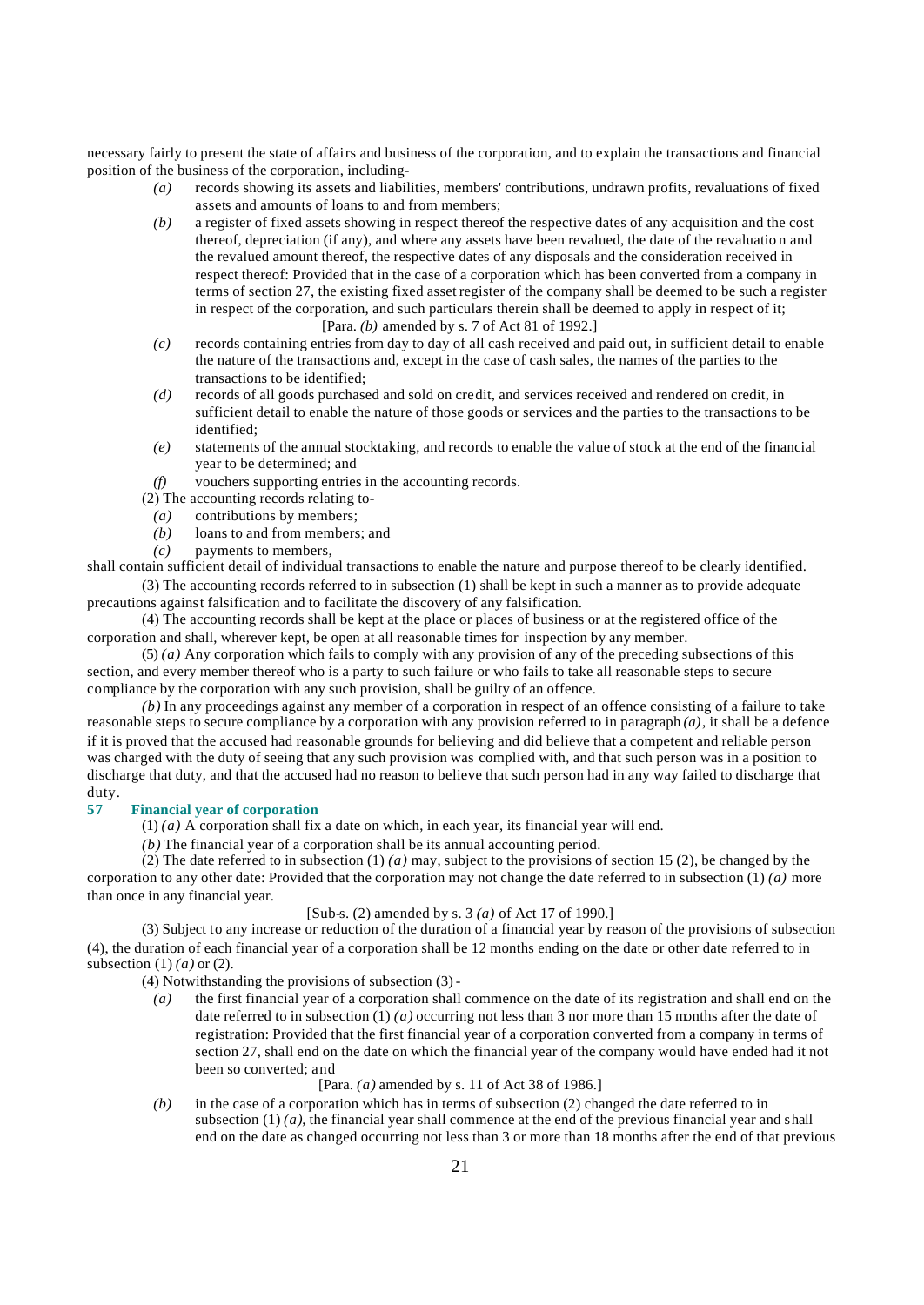necessary fairly to present the state of affairs and business of the corporation, and to explain the transactions and financial position of the business of the corporation, including-

*(a)* records showing its assets and liabilities, members' contributions, undrawn profits, revaluations of fixed assets and amounts of loans to and from members;

*(b)* a register of fixed assets showing in respect thereof the respective dates of any acquisition and the cost thereof, depreciation (if any), and where any assets have been revalued, the date of the revaluation and the revalued amount thereof, the respective dates of any disposals and the consideration received in respect thereof: Provided that in the case of a corporation which has been converted from a company in terms of section 27, the existing fixed asset register of the company shall be deemed to be such a register in respect of the corporation, and such particulars therein shall be deemed to apply in respect of it;

[Para. *(b)* amended by s. 7 of Act 81 of 1992.]

*(c)* records containing entries from day to day of all cash received and paid out, in sufficient detail to enable the nature of the transactions and, except in the case of cash sales, the names of the parties to the transactions to be identified;

*(d)* records of all goods purchased and sold on credit, and services received and rendered on credit, in sufficient detail to enable the nature of those goods or services and the parties to the transactions to be identified;

*(e)* statements of the annual stocktaking, and records to enable the value of stock at the end of the financial year to be determined; and

*(f)* vouchers supporting entries in the accounting records.

(2) The accounting records relating to-

*(a)* contributions by members;

*(b)* loans to and from members; and

*(c)* payments to members,

shall contain sufficient detail of individual transactions to enable the nature and purpose thereof to be clearly identified.

(3) The accounting records referred to in subsection (1) shall be kept in such a manner as to provide adequate precautions against falsification and to facilitate the discovery of any falsification.

(4) The accounting records shall be kept at the place or places of business or at the registered office of the corporation and shall, wherever kept, be open at all reasonable times for inspection by any member.

(5) *(a)* Any corporation which fails to comply with any provision of any of the preceding subsections of this section, and every member thereof who is a party to such failure or who fails to take all reasonable steps to secure compliance by the corporation with any such provision, shall be guilty of an offence.

*(b)* In any proceedings against any member of a corporation in respect of an offence consisting of a failure to take reasonable steps to secure compliance by a corporation with any provision referred to in paragraph *(a)*, it shall be a defence if it is proved that the accused had reasonable grounds for believing and did believe that a competent and reliable person was charged with the duty of seeing that any such provision was complied with, and that such person was in a position to discharge that duty, and that the accused had no reason to believe that such person had in any way failed to discharge that duty.

## 57 Financial year of corporation

(1) *(a)* A corporation shall fix a date on which, in each year, its financial year will end.

*(b)* The financial year of a corporation shall be its annual accounting period.

(2) The date referred to in subsection (1) *(a)* may, subject to the provisions of section 15 (2), be changed by the corporation to any other date: Provided that the corporation may not change the date referred to in subsection (1) *(a)* more than once in any financial year.

[Sub-s. (2) amended by s. 3 *(a)* of Act 17 of 1990.]

(3) Subject to any increase or reduction of the duration of a financial year by reason of the provisions of subsection (4), the duration of each financial year of a corporation shall be 12 months ending on the date or other date referred to in subsection (1) *(a)* or (2).

(4) Notwithstanding the provisions of subsection (3) -

*(a)* the first financial year of a corporation shall commence on the date of its registration and shall end on the date referred to in subsection (1) *(a)* occurring not less than 3 nor more than 15 months after the date of registration: Provided that the first financial year of a corporation converted from a company in terms of section 27, shall end on the date on which the financial year of the company would have ended had it not been so converted; and

[Para. *(a)* amended by s. 11 of Act 38 of 1986.]

*(b)* in the case of a corporation which has in terms of subsection (2) changed the date referred to in subsection (1) *(a)*, the financial year shall commence at the end of the previous financial year and shall end on the date as changed occurring not less than 3 or more than 18 months after the end of that previous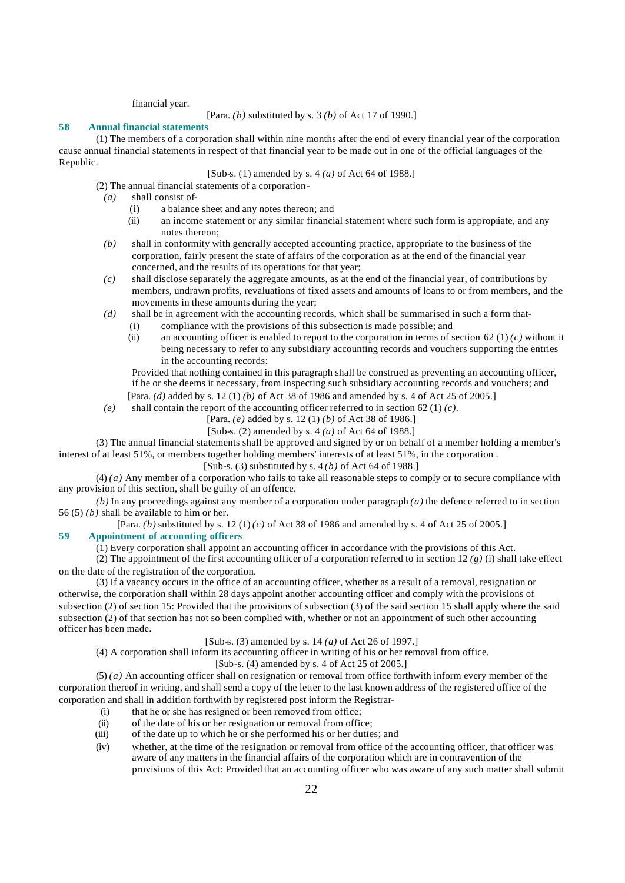financial year.

[Para. *(b)* substituted by s. 3 *(b)* of Act 17 of 1990.]

## 58 Annual financial statements

(1) The members of a corporation shall within nine months after the end of every financial year of the corporation cause annual financial statements in respect of that financial year to be made out in one of the official languages of the Republic.

[Sub-s. (1) amended by s. 4 *(a)* of Act 64 of 1988.]

(2) The annual financial statements of a corporation-

*(a)* shall consist of-

(i) a balance sheet and any notes thereon; and

(ii) an income statement or any similar financial statement where such form is appropriate, and any notes thereon;

*(b)* shall in conformity with generally accepted accounting practice, appropriate to the business of the corporation, fairly present the state of affairs of the corporation as at the end of the financial year concerned, and the results of its operations for that year;

*(c)* shall disclose separately the aggregate amounts, as at the end of the financial year, of contributions by members, undrawn profits, revaluations of fixed assets and amounts of loans to or from members, and the movements in these amounts during the year;

*(d)* shall be in agreement with the accounting records, which shall be summarised in such a form that-

(i) compliance with the provisions of this subsection is made possible; and

(ii) an accounting officer is enabled to report to the corporation in terms of section 62 (1) *(c)* without it being necessary to refer to any subsidiary accounting records and vouchers supporting the entries in the accounting records:

Provided that nothing contained in this paragraph shall be construed as preventing an accounting officer, if he or she deems it necessary, from inspecting such subsidiary accounting records and vouchers; and

[Para. *(d)* added by s. 12 (1) *(b)* of Act 38 of 1986 and amended by s. 4 of Act 25 of 2005.]

*(e)* shall contain the report of the accounting officer referred to in section 62 (1) *(c)*.

[Para. *(e)* added by s. 12 (1) *(b)* of Act 38 of 1986.]

[Sub-s. (2) amended by s. 4 *(a)* of Act 64 of 1988.]

(3) The annual financial statements shall be approved and signed by or on behalf of a member holding a member's interest of at least 51%, or members together holding members' interests of at least 51%, in the corporation .

[Sub-s. (3) substituted by s. 4 *(b)* of Act 64 of 1988.]

(4) *(a)* Any member of a corporation who fails to take all reasonable steps to comply or to secure compliance with any provision of this section, shall be guilty of an offence.

*(b)* In any proceedings against any member of a corporation under paragraph *(a)* the defence referred to in section 56 (5) *(b)* shall be available to him or her.

[Para. *(b)* substituted by s. 12 (1) *(c)* of Act 38 of 1986 and amended by s. 4 of Act 25 of 2005.]

## 59 Appointment of accounting officers

(1) Every corporation shall appoint an accounting officer in accordance with the provisions of this Act.

(2) The appointment of the first accounting officer of a corporation referred to in section 12 *(g)* (i) shall take effect on the date of the registration of the corporation.

(3) If a vacancy occurs in the office of an accounting officer, whether as a result of a removal, resignation or otherwise, the corporation shall within 28 days appoint another accounting officer and comply with the provisions of subsection (2) of section 15: Provided that the provisions of subsection (3) of the said section 15 shall apply where the said subsection (2) of that section has not so been complied with, whether or not an appointment of such other accounting officer has been made.

[Sub-s. (3) amended by s. 14 *(a)* of Act 26 of 1997.]

(4) A corporation shall inform its accounting officer in writing of his or her removal from office.

[Sub-s. (4) amended by s. 4 of Act 25 of 2005.]

(5) *(a)* An accounting officer shall on resignation or removal from office forthwith inform every member of the corporation thereof in writing, and shall send a copy of the letter to the last known address of the registered office of the corporation and shall in addition forthwith by registered post inform the Registrar-

(i) that he or she has resigned or been removed from office;

(ii) of the date of his or her resignation or removal from office;

(iii) of the date up to which he or she performed his or her duties; and

(iv) whether, at the time of the resignation or removal from office of the accounting officer, that officer was aware of any matters in the financial affairs of the corporation which are in contravention of the provisions of this Act: Provided that an accounting officer who was aware of any such matter shall submit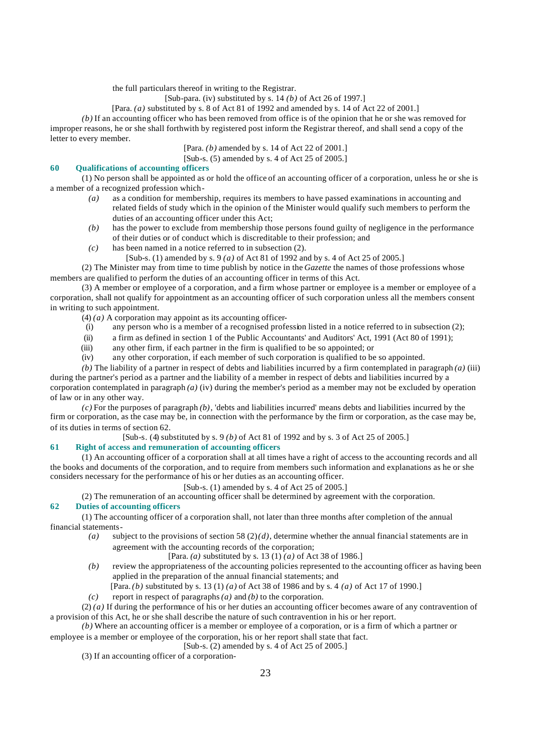the full particulars thereof in writing to the Registrar.

[Sub-para. (iv) substituted by s. 14 *(b)* of Act 26 of 1997.]

[Para. *(a)* substituted by s. 8 of Act 81 of 1992 and amended by s. 14 of Act 22 of 2001.]

*(b)* If an accounting officer who has been removed from office is of the opinion that he or she was removed for improper reasons, he or she shall forthwith by registered post inform the Registrar thereof, and shall send a copy of the letter to every member.

[Para. *(b)* amended by s. 14 of Act 22 of 2001.]

[Sub-s. (5) amended by s. 4 of Act 25 of 2005.]

### 60 Qualifications of accounting officers

(1) No person shall be appointed as or hold the office of an accounting officer of a corporation, unless he or she is a member of a recognized profession which-

*(a)* as a condition for membership, requires its members to have passed examinations in accounting and related fields of study which in the opinion of the Minister would qualify such members to perform the duties of an accounting officer under this Act;

*(b)* has the power to exclude from membership those persons found guilty of negligence in the performance of their duties or of conduct which is discreditable to their profession; and

*(c)* has been named in a notice referred to in subsection (2).

[Sub-s. (1) amended by s. 9 *(a)* of Act 81 of 1992 and by s. 4 of Act 25 of 2005.]

(2) The Minister may from time to time publish by notice in the *Gazette* the names of those professions whose members are qualified to perform the duties of an accounting officer in terms of this Act.

(3) A member or employee of a corporation, and a firm whose partner or employee is a member or employee of a corporation, shall not qualify for appointment as an accounting officer of such corporation unless all the members consent in writing to such appointment.

(4) *(a)* A corporation may appoint as its accounting officer-

(i) any person who is a member of a recognised profession listed in a notice referred to in subsection (2);

(ii) a firm as defined in section 1 of the Public Accountants' and Auditors' Act, 1991 (Act 80 of 1991);

(iii) any other firm, if each partner in the firm is qualified to be so appointed; or

(iv) any other corporation, if each member of such corporation is qualified to be so appointed.

*(b)* The liability of a partner in respect of debts and liabilities incurred by a firm contemplated in paragraph *(a)* (iii) during the partner's period as a partner and the liability of a member in respect of debts and liabilities incurred by a corporation contemplated in paragraph *(a)* (iv) during the member's period as a member may not be excluded by operation of law or in any other way.

*(c)* For the purposes of paragraph *(b)*, 'debts and liabilities incurred' means debts and liabilities incurred by the firm or corporation, as the case may be, in connection with the performance by the firm or corporation, as the case may be, of its duties in terms of section 62.

[Sub-s. (4) substituted by s. 9 *(b)* of Act 81 of 1992 and by s. 3 of Act 25 of 2005.]

### 61 Right of access and remuneration of accounting officers

(1) An accounting officer of a corporation shall at all times have a right of access to the accounting records and all the books and documents of the corporation, and to require from members such information and explanations as he or she considers necessary for the performance of his or her duties as an accounting officer.

[Sub-s. (1) amended by s. 4 of Act 25 of 2005.]

(2) The remuneration of an accounting officer shall be determined by agreement with the corporation.

### 62 Duties of accounting officers

(1) The accounting officer of a corporation shall, not later than three months after completion of the annual financial statements-

*(a)* subject to the provisions of section 58 (2)*(d)*, determine whether the annual financial statements are in agreement with the accounting records of the corporation;

[Para. *(a)* substituted by s. 13 (1) *(a)* of Act 38 of 1986.]

*(b)* review the appropriateness of the accounting policies represented to the accounting officer as having been applied in the preparation of the annual financial statements; and

[Para. *(b)* substituted by s. 13 (1) *(a)* of Act 38 of 1986 and by s. 4 *(a)* of Act 17 of 1990.]

*(c)* report in respect of paragraphs *(a)* and *(b)* to the corporation.

(2) *(a)* If during the performance of his or her duties an accounting officer becomes aware of any contravention of a provision of this Act, he or she shall describe the nature of such contravention in his or her report.

*(b)* Where an accounting officer is a member or employee of a corporation, or is a firm of which a partner or employee is a member or employee of the corporation, his or her report shall state that fact.

[Sub-s. (2) amended by s. 4 of Act 25 of 2005.]

(3) If an accounting officer of a corporation-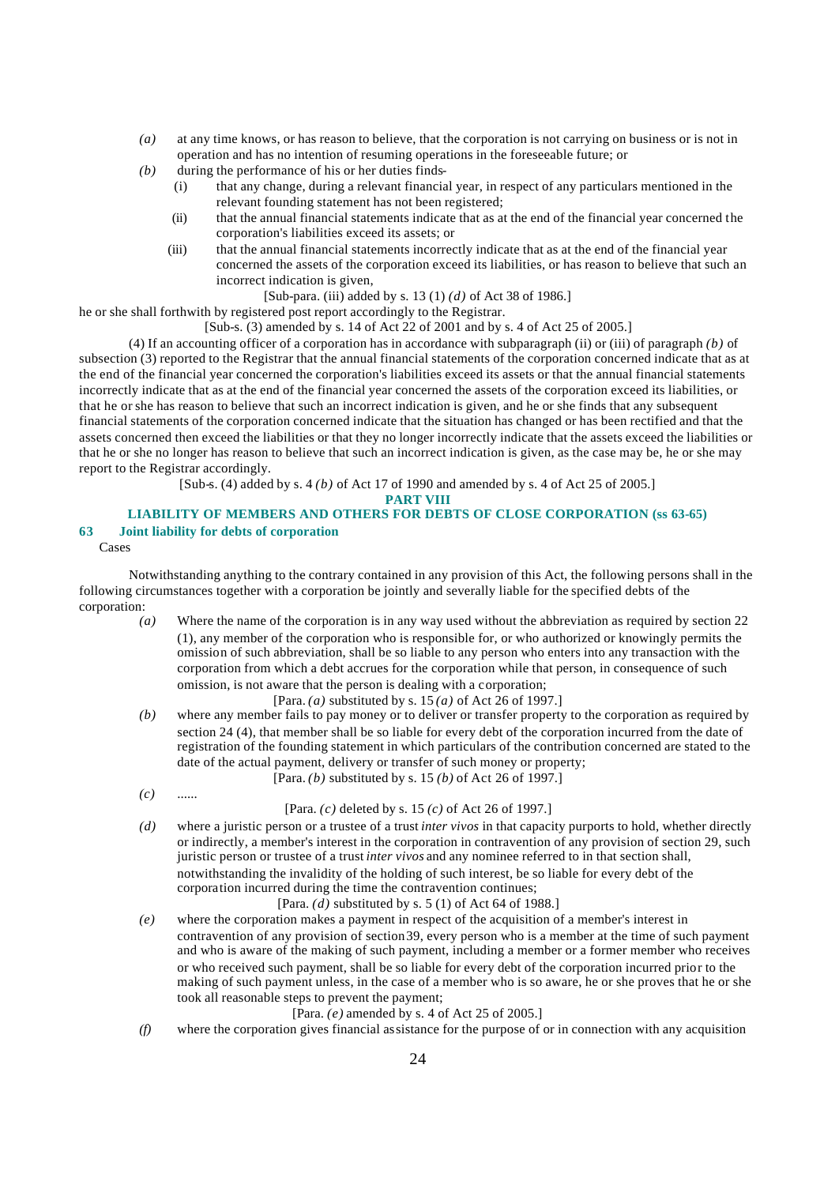*(a)* at any time knows, or has reason to believe, that the corporation is not carrying on business or is not in operation and has no intention of resuming operations in the foreseeable future; or

*(b)* during the performance of his or her duties finds-

(i) that any change, during a relevant financial year, in respect of any particulars mentioned in the relevant founding statement has not been registered;

(ii) that the annual financial statements indicate that as at the end of the financial year concerned the corporation's liabilities exceed its assets; or

(iii) that the annual financial statements incorrectly indicate that as at the end of the financial year concerned the assets of the corporation exceed its liabilities, or has reason to believe that such an incorrect indication is given,

[Sub-para. (iii) added by s. 13 (1) *(d)* of Act 38 of 1986.]

he or she shall forthwith by registered post report accordingly to the Registrar.

[Sub-s. (3) amended by s. 14 of Act 22 of 2001 and by s. 4 of Act 25 of 2005.]

(4) If an accounting officer of a corporation has in accordance with subparagraph (ii) or (iii) of paragraph *(b)* of subsection (3) reported to the Registrar that the annual financial statements of the corporation concerned indicate that as at the end of the financial year concerned the corporation's liabilities exceed its assets or that the annual financial statements incorrectly indicate that as at the end of the financial year concerned the assets of the corporation exceed its liabilities, or that he or she has reason to believe that such an incorrect indication is given, and he or she finds that any subsequent financial statements of the corporation concerned indicate that the situation has changed or has been rectified and that the assets concerned then exceed the liabilities or that they no longer incorrectly indicate that the assets exceed the liabilities or that he or she no longer has reason to believe that such an incorrect indication is given, as the case may be, he or she may report to the Registrar accordingly.

[Sub-s. (4) added by s. 4 *(b)* of Act 17 of 1990 and amended by s. 4 of Act 25 of 2005.]

## PART VIII

## LIABILITY OF MEMBERS AND OTHERS FOR DEBTS OF CLOSE CORPORATION (ss 63-65)

### 63 Joint liability for debts of corporation

Cases

Notwithstanding anything to the contrary contained in any provision of this Act, the following persons shall in the following circumstances together with a corporation be jointly and severally liable for the specified debts of the corporation:

*(a)* Where the name of the corporation is in any way used without the abbreviation as required by section 22 (1), any member of the corporation who is responsible for, or who authorized or knowingly permits the omission of such abbreviation, shall be so liable to any person who enters into any transaction with the corporation from which a debt accrues for the corporation while that person, in consequence of such omission, is not aware that the person is dealing with a corporation;

[Para. *(a)* substituted by s. 15 *(a)* of Act 26 of 1997.]

*(b)* where any member fails to pay money or to deliver or transfer property to the corporation as required by section 24 (4), that member shall be so liable for every debt of the corporation incurred from the date of registration of the founding statement in which particulars of the contribution concerned are stated to the date of the actual payment, delivery or transfer of such money or property;

[Para. *(b)* substituted by s. 15 *(b)* of Act 26 of 1997.]

*(c)* ......

[Para. *(c)* deleted by s. 15 *(c)* of Act 26 of 1997.]

*(d)* where a juristic person or a trustee of a trust *inter vivos* in that capacity purports to hold, whether directly or indirectly, a member's interest in the corporation in contravention of any provision of section 29, such juristic person or trustee of a trust *inter vivos* and any nominee referred to in that section shall, notwithstanding the invalidity of the holding of such interest, be so liable for every debt of the corporation incurred during the time the contravention continues;

[Para. *(d)* substituted by s. 5 (1) of Act 64 of 1988.]

*(e)* where the corporation makes a payment in respect of the acquisition of a member's interest in contravention of any provision of section 39, every person who is a member at the time of such payment and who is aware of the making of such payment, including a member or a former member who receives or who received such payment, shall be so liable for every debt of the corporation incurred prior to the making of such payment unless, in the case of a member who is so aware, he or she proves that he or she took all reasonable steps to prevent the payment;

[Para. *(e)* amended by s. 4 of Act 25 of 2005.]

*(f)* where the corporation gives financial assistance for the purpose of or in connection with any acquisition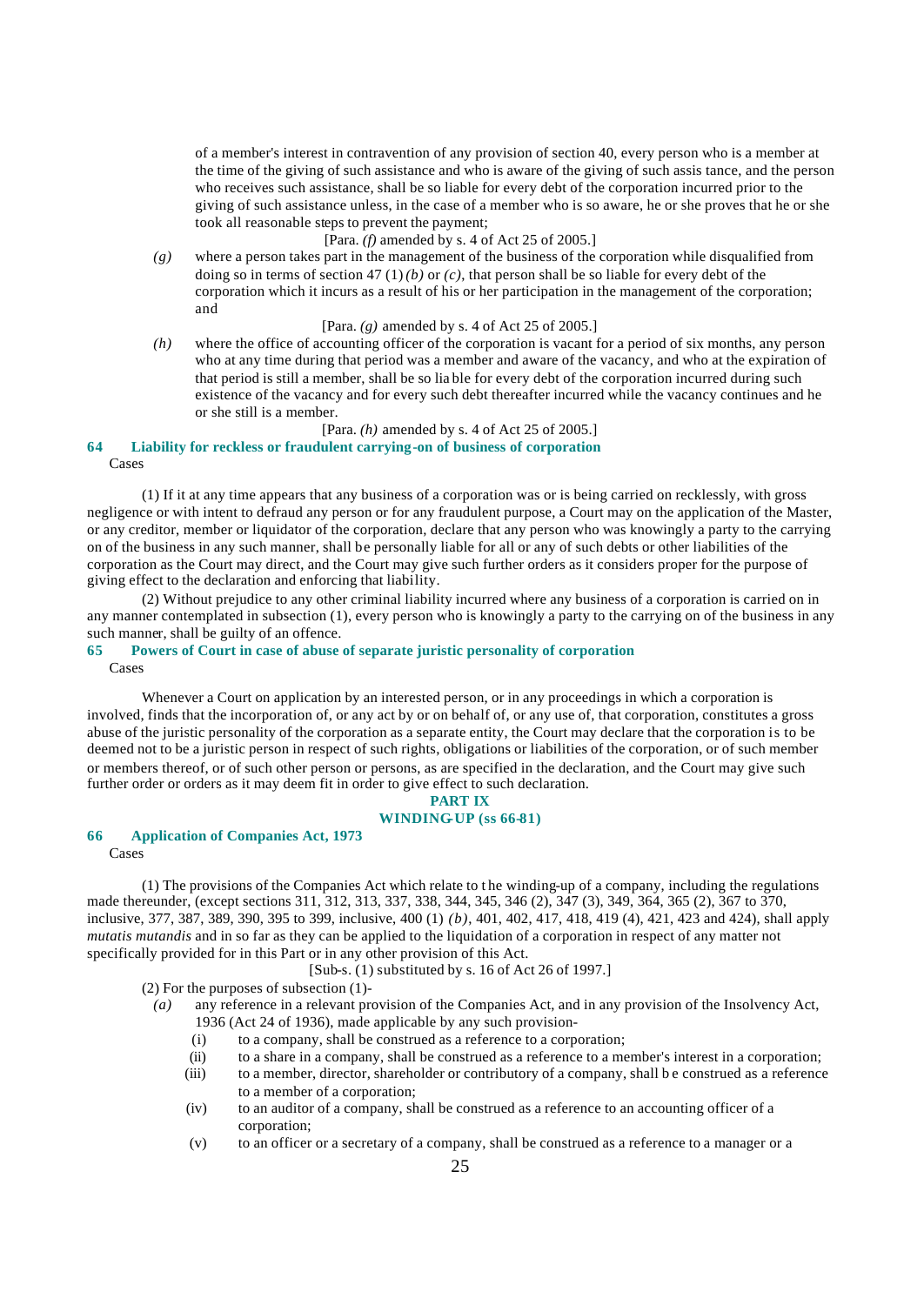of a member's interest in contravention of any provision of section 40, every person who is a member at the time of the giving of such assistance and who is aware of the giving of such assistance, and the person who receives such assistance, shall be so liable for every debt of the corporation incurred prior to the giving of such assistance unless, in the case of a member who is so aware, he or she proves that he or she took all reasonable steps to prevent the payment;

[Para. *(f)* amended by s. 4 of Act 25 of 2005.]

*(g)* where a person takes part in the management of the business of the corporation while disqualified from doing so in terms of section 47 (1) *(b)* or *(c)*, that person shall be so liable for every debt of the corporation which it incurs as a result of his or her participation in the management of the corporation; and

[Para. *(g)* amended by s. 4 of Act 25 of 2005.]

*(h)* where the office of accounting officer of the corporation is vacant for a period of six months, any person who at any time during that period was a member and aware of the vacancy, and who at the expiration of that period is still a member, shall be so liable for every debt of the corporation incurred during such existence of the vacancy and for every such debt thereafter incurred while the vacancy continues and he or she still is a member.

[Para. *(h)* amended by s. 4 of Act 25 of 2005.]

### 64 Liability for reckless or fraudulent carrying-on of business of corporation

Cases

(1) If it at any time appears that any business of a corporation was or is being carried on recklessly, with gross negligence or with intent to defraud any person or for any fraudulent purpose, a Court may on the application of the Master, or any creditor, member or liquidator of the corporation, declare that any person who was knowingly a party to the carrying on of the business in any such manner, shall be personally liable for all or any of such debts or other liabilities of the corporation as the Court may direct, and the Court may give such further orders as it considers proper for the purpose of giving effect to the declaration and enforcing that liability.

(2) Without prejudice to any other criminal liability incurred where any business of a corporation is carried on in any manner contemplated in subsection (1), every person who is knowingly a party to the carrying on of the business in any such manner, shall be guilty of an offence.

### 65 Powers of Court in case of abuse of separate juristic personality of corporation

Cases

Whenever a Court on application by an interested person, or in any proceedings in which a corporation is involved, finds that the incorporation of, or any act by or on behalf of, or any use of, that corporation, constitutes a gross abuse of the juristic personality of the corporation as a separate entity, the Court may declare that the corporation is to be deemed not to be a juristic person in respect of such rights, obligations or liabilities of the corporation, or of such member or members thereof, or of such other person or persons, as are specified in the declaration, and the Court may give such further order or orders as it may deem fit in order to give effect to such declaration.

## PART IX
## WINDING-UP (ss 66-81)

### 66 Application of Companies Act, 1973

Cases

(1) The provisions of the Companies Act which relate to the winding-up of a company, including the regulations made thereunder, (except sections 311, 312, 313, 337, 338, 344, 345, 346 (2), 347 (3), 349, 364, 365 (2), 367 to 370, inclusive, 377, 387, 389, 390, 395 to 399, inclusive, 400 (1) *(b)*, 401, 402, 417, 418, 419 (4), 421, 423 and 424), shall apply *mutatis mutandis* and in so far as they can be applied to the liquidation of a corporation in respect of any matter not specifically provided for in this Part or in any other provision of this Act.

[Sub-s. (1) substituted by s. 16 of Act 26 of 1997.]

(2) For the purposes of subsection (1)-

*(a)* any reference in a relevant provision of the Companies Act, and in any provision of the Insolvency Act, 1936 (Act 24 of 1936), made applicable by any such provision-

(i) to a company, shall be construed as a reference to a corporation;

(ii) to a share in a company, shall be construed as a reference to a member's interest in a corporation;

(iii) to a member, director, shareholder or contributory of a company, shall be construed as a reference to a member of a corporation;

(iv) to an auditor of a company, shall be construed as a reference to an accounting officer of a corporation;

(v) to an officer or a secretary of a company, shall be construed as a reference to a manager or a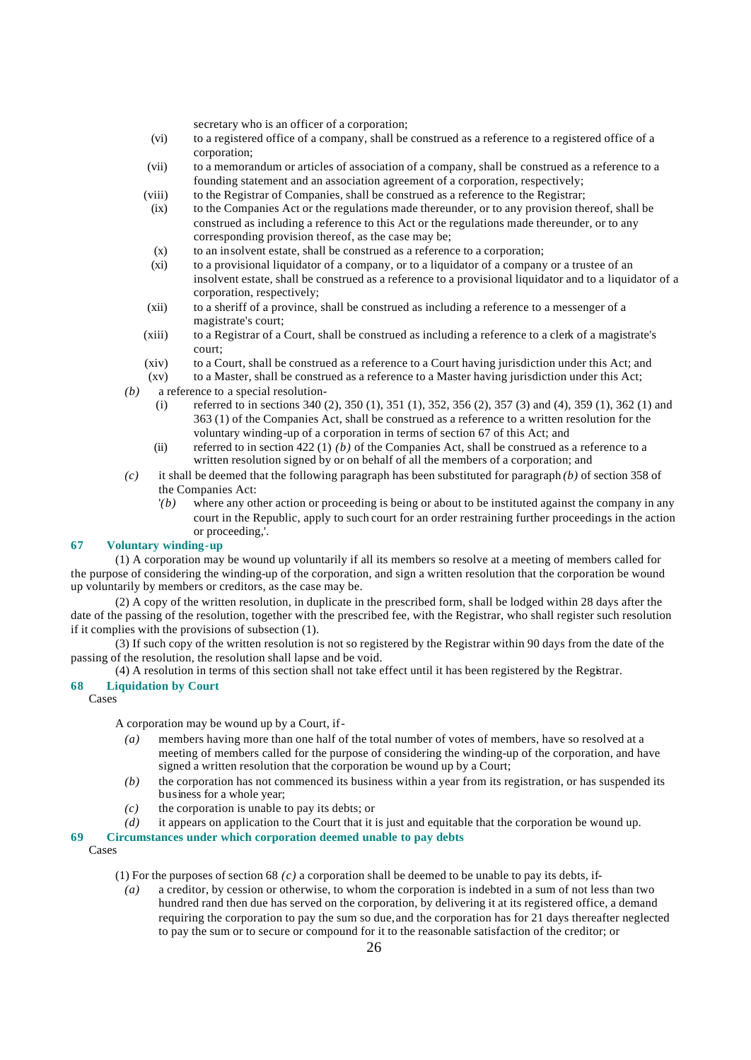secretary who is an officer of a corporation;

(vi) to a registered office of a company, shall be construed as a reference to a registered office of a corporation;

(vii) to a memorandum or articles of association of a company, shall be construed as a reference to a founding statement and an association agreement of a corporation, respectively;

(viii) to the Registrar of Companies, shall be construed as a reference to the Registrar;

(ix) to the Companies Act or the regulations made thereunder, or to any provision thereof, shall be construed as including a reference to this Act or the regulations made thereunder, or to any corresponding provision thereof, as the case may be;

(x) to an insolvent estate, shall be construed as a reference to a corporation;

(xi) to a provisional liquidator of a company, or to a liquidator of a company or a trustee of an insolvent estate, shall be construed as a reference to a provisional liquidator and to a liquidator of a corporation, respectively;

(xii) to a sheriff of a province, shall be construed as including a reference to a messenger of a magistrate's court;

(xiii) to a Registrar of a Court, shall be construed as including a reference to a clerk of a magistrate's court;

(xiv) to a Court, shall be construed as a reference to a Court having jurisdiction under this Act; and

(xv) to a Master, shall be construed as a reference to a Master having jurisdiction under this Act;

*(b)* a reference to a special resolution-

(i) referred to in sections 340 (2), 350 (1), 351 (1), 352, 356 (2), 357 (3) and (4), 359 (1), 362 (1) and 363 (1) of the Companies Act, shall be construed as a reference to a written resolution for the voluntary winding-up of a corporation in terms of section 67 of this Act; and

(ii) referred to in section 422 (1) *(b)* of the Companies Act, shall be construed as a reference to a written resolution signed by or on behalf of all the members of a corporation; and

*(c)* it shall be deemed that the following paragraph has been substituted for paragraph *(b)* of section 358 of the Companies Act:

'*(b)* where any other action or proceeding is being or about to be instituted against the company in any court in the Republic, apply to such court for an order restraining further proceedings in the action or proceeding,'.

### 67 Voluntary winding-up

(1) A corporation may be wound up voluntarily if all its members so resolve at a meeting of members called for the purpose of considering the winding-up of the corporation, and sign a written resolution that the corporation be wound up voluntarily by members or creditors, as the case may be.

(2) A copy of the written resolution, in duplicate in the prescribed form, shall be lodged within 28 days after the date of the passing of the resolution, together with the prescribed fee, with the Registrar, who shall register such resolution if it complies with the provisions of subsection (1).

(3) If such copy of the written resolution is not so registered by the Registrar within 90 days from the date of the passing of the resolution, the resolution shall lapse and be void.

(4) A resolution in terms of this section shall not take effect until it has been registered by the Registrar.

### 68 Liquidation by Court

Cases

A corporation may be wound up by a Court, if-

*(a)* members having more than one half of the total number of votes of members, have so resolved at a meeting of members called for the purpose of considering the winding-up of the corporation, and have signed a written resolution that the corporation be wound up by a Court;

*(b)* the corporation has not commenced its business within a year from its registration, or has suspended its business for a whole year;

*(c)* the corporation is unable to pay its debts; or

*(d)* it appears on application to the Court that it is just and equitable that the corporation be wound up.

### 69 Circumstances under which corporation deemed unable to pay debts

Cases

(1) For the purposes of section 68 *(c)* a corporation shall be deemed to be unable to pay its debts, if-

*(a)* a creditor, by cession or otherwise, to whom the corporation is indebted in a sum of not less than two hundred rand then due has served on the corporation, by delivering it at its registered office, a demand requiring the corporation to pay the sum so due, and the corporation has for 21 days thereafter neglected to pay the sum or to secure or compound for it to the reasonable satisfaction of the creditor; or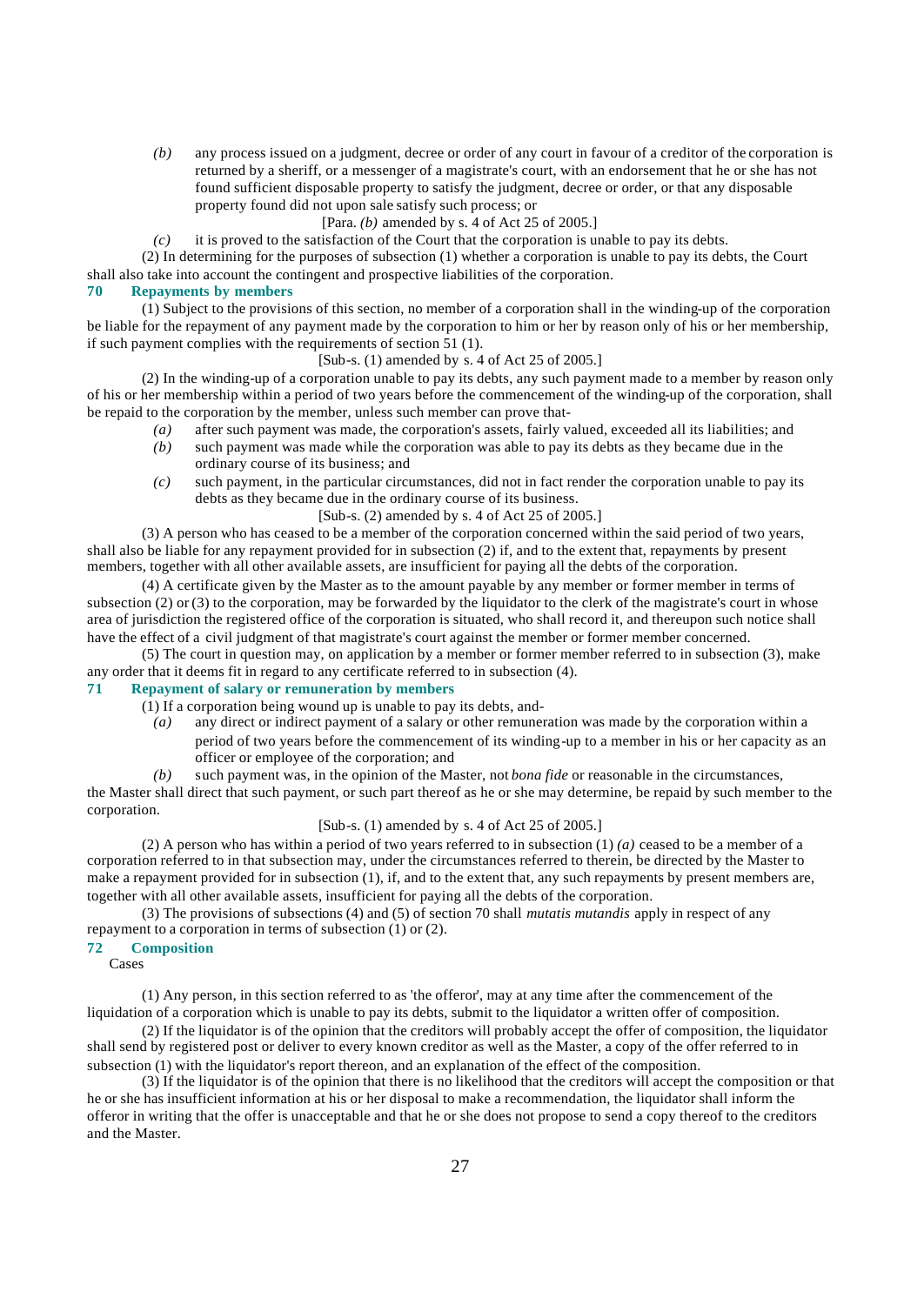*(b)* any process issued on a judgment, decree or order of any court in favour of a creditor of the corporation is returned by a sheriff, or a messenger of a magistrate's court, with an endorsement that he or she has not found sufficient disposable property to satisfy the judgment, decree or order, or that any disposable property found did not upon sale satisfy such process; or

[Para. *(b)* amended by s. 4 of Act 25 of 2005.]

*(c)* it is proved to the satisfaction of the Court that the corporation is unable to pay its debts.

(2) In determining for the purposes of subsection (1) whether a corporation is unable to pay its debts, the Court shall also take into account the contingent and prospective liabilities of the corporation.

### 70 Repayments by members

(1) Subject to the provisions of this section, no member of a corporation shall in the winding-up of the corporation be liable for the repayment of any payment made by the corporation to him or her by reason only of his or her membership, if such payment complies with the requirements of section 51 (1).

[Sub-s. (1) amended by s. 4 of Act 25 of 2005.]

(2) In the winding-up of a corporation unable to pay its debts, any such payment made to a member by reason only of his or her membership within a period of two years before the commencement of the winding-up of the corporation, shall be repaid to the corporation by the member, unless such member can prove that-

*(a)* after such payment was made, the corporation's assets, fairly valued, exceeded all its liabilities; and

*(b)* such payment was made while the corporation was able to pay its debts as they became due in the ordinary course of its business; and

*(c)* such payment, in the particular circumstances, did not in fact render the corporation unable to pay its debts as they became due in the ordinary course of its business.

[Sub-s. (2) amended by s. 4 of Act 25 of 2005.]

(3) A person who has ceased to be a member of the corporation concerned within the said period of two years, shall also be liable for any repayment provided for in subsection (2) if, and to the extent that, repayments by present members, together with all other available assets, are insufficient for paying all the debts of the corporation.

(4) A certificate given by the Master as to the amount payable by any member or former member in terms of subsection (2) or (3) to the corporation, may be forwarded by the liquidator to the clerk of the magistrate's court in whose area of jurisdiction the registered office of the corporation is situated, who shall record it, and thereupon such notice shall have the effect of a civil judgment of that magistrate's court against the member or former member concerned.

(5) The court in question may, on application by a member or former member referred to in subsection (3), make any order that it deems fit in regard to any certificate referred to in subsection (4).

### 71 Repayment of salary or remuneration by members

(1) If a corporation being wound up is unable to pay its debts, and-

*(a)* any direct or indirect payment of a salary or other remuneration was made by the corporation within a period of two years before the commencement of its winding-up to a member in his or her capacity as an officer or employee of the corporation; and

*(b)* such payment was, in the opinion of the Master, not *bona fide* or reasonable in the circumstances,

the Master shall direct that such payment, or such part thereof as he or she may determine, be repaid by such member to the corporation.

[Sub-s. (1) amended by s. 4 of Act 25 of 2005.]

(2) A person who has within a period of two years referred to in subsection (1) *(a)* ceased to be a member of a corporation referred to in that subsection may, under the circumstances referred to therein, be directed by the Master to make a repayment provided for in subsection (1), if, and to the extent that, any such repayments by present members are, together with all other available assets, insufficient for paying all the debts of the corporation.

(3) The provisions of subsections (4) and (5) of section 70 shall *mutatis mutandis* apply in respect of any repayment to a corporation in terms of subsection (1) or (2).

### 72 Composition

Cases

(1) Any person, in this section referred to as 'the offeror', may at any time after the commencement of the liquidation of a corporation which is unable to pay its debts, submit to the liquidator a written offer of composition.

(2) If the liquidator is of the opinion that the creditors will probably accept the offer of composition, the liquidator shall send by registered post or deliver to every known creditor as well as the Master, a copy of the offer referred to in subsection (1) with the liquidator's report thereon, and an explanation of the effect of the composition.

(3) If the liquidator is of the opinion that there is no likelihood that the creditors will accept the composition or that he or she has insufficient information at his or her disposal to make a recommendation, the liquidator shall inform the offeror in writing that the offer is unacceptable and that he or she does not propose to send a copy thereof to the creditors and the Master.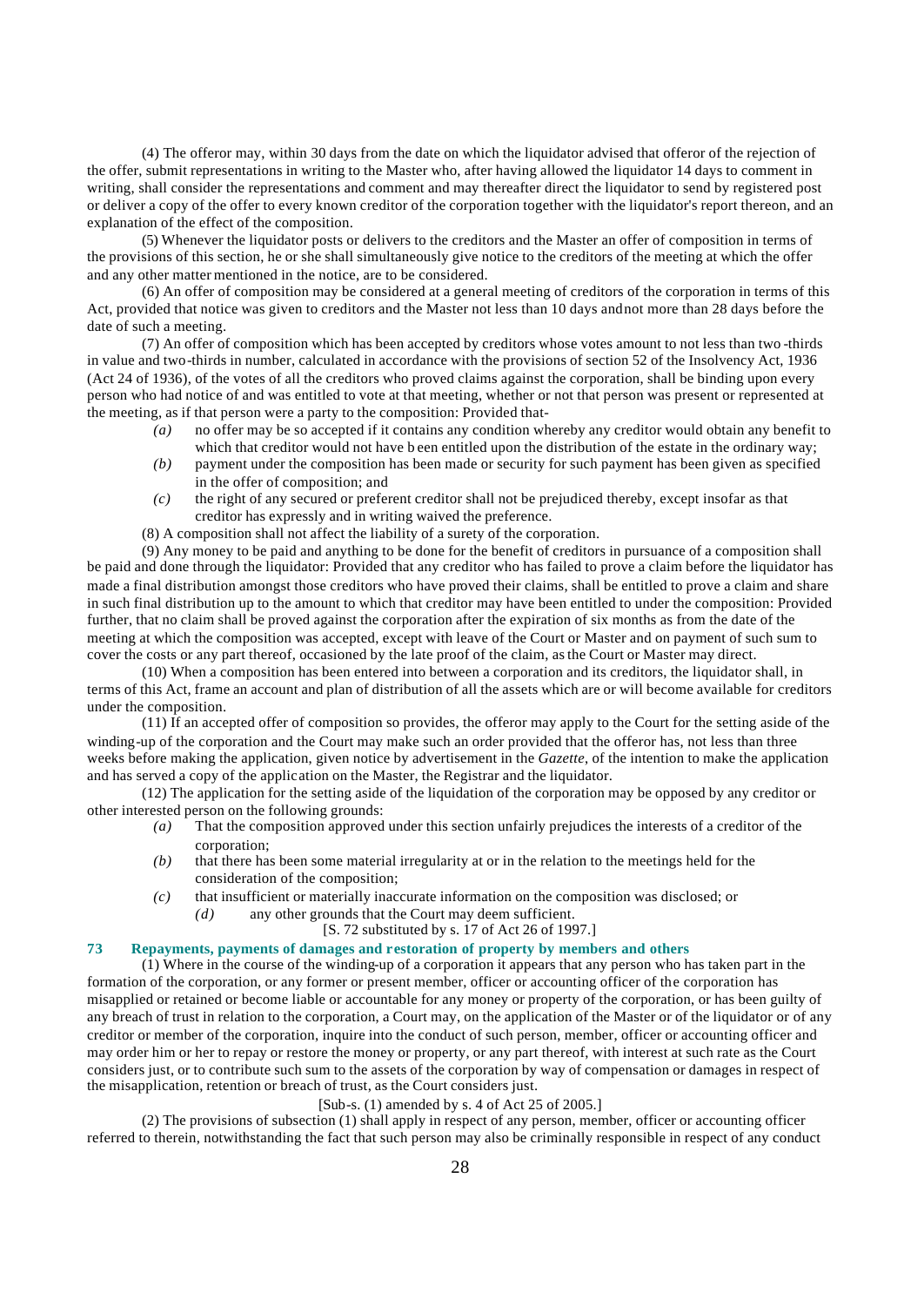(4) The offeror may, within 30 days from the date on which the liquidator advised that offeror of the rejection of the offer, submit representations in writing to the Master who, after having allowed the liquidator 14 days to comment in writing, shall consider the representations and comment and may thereafter direct the liquidator to send by registered post or deliver a copy of the offer to every known creditor of the corporation together with the liquidator's report thereon, and an explanation of the effect of the composition.

(5) Whenever the liquidator posts or delivers to the creditors and the Master an offer of composition in terms of the provisions of this section, he or she shall simultaneously give notice to the creditors of the meeting at which the offer and any other matter mentioned in the notice, are to be considered.

(6) An offer of composition may be considered at a general meeting of creditors of the corporation in terms of this Act, provided that notice was given to creditors and the Master not less than 10 days and not more than 28 days before the date of such a meeting.

(7) An offer of composition which has been accepted by creditors whose votes amount to not less than two-thirds in value and two-thirds in number, calculated in accordance with the provisions of section 52 of the Insolvency Act, 1936 (Act 24 of 1936), of the votes of all the creditors who proved claims against the corporation, shall be binding upon every person who had notice of and was entitled to vote at that meeting, whether or not that person was present or represented at the meeting, as if that person were a party to the composition: Provided that-

*(a)* no offer may be so accepted if it contains any condition whereby any creditor would obtain any benefit to which that creditor would not have been entitled upon the distribution of the estate in the ordinary way;

*(b)* payment under the composition has been made or security for such payment has been given as specified in the offer of composition; and

*(c)* the right of any secured or preferent creditor shall not be prejudiced thereby, except insofar as that creditor has expressly and in writing waived the preference.

(8) A composition shall not affect the liability of a surety of the corporation.

(9) Any money to be paid and anything to be done for the benefit of creditors in pursuance of a composition shall be paid and done through the liquidator: Provided that any creditor who has failed to prove a claim before the liquidator has made a final distribution amongst those creditors who have proved their claims, shall be entitled to prove a claim and share in such final distribution up to the amount to which that creditor may have been entitled to under the composition: Provided further, that no claim shall be proved against the corporation after the expiration of six months as from the date of the meeting at which the composition was accepted, except with leave of the Court or Master and on payment of such sum to cover the costs or any part thereof, occasioned by the late proof of the claim, as the Court or Master may direct.

(10) When a composition has been entered into between a corporation and its creditors, the liquidator shall, in terms of this Act, frame an account and plan of distribution of all the assets which are or will become available for creditors under the composition.

(11) If an accepted offer of composition so provides, the offeror may apply to the Court for the setting aside of the winding-up of the corporation and the Court may make such an order provided that the offeror has, not less than three weeks before making the application, given notice by advertisement in the *Gazette*, of the intention to make the application and has served a copy of the application on the Master, the Registrar and the liquidator.

(12) The application for the setting aside of the liquidation of the corporation may be opposed by any creditor or other interested person on the following grounds:

*(a)* That the composition approved under this section unfairly prejudices the interests of a creditor of the corporation;

*(b)* that there has been some material irregularity at or in the relation to the meetings held for the consideration of the composition;

*(c)* that insufficient or materially inaccurate information on the composition was disclosed; or

*(d)* any other grounds that the Court may deem sufficient.

[S. 72 substituted by s. 17 of Act 26 of 1997.]

### 73 Repayments, payments of damages and restoration of property by members and others

(1) Where in the course of the winding-up of a corporation it appears that any person who has taken part in the formation of the corporation, or any former or present member, officer or accounting officer of the corporation has misapplied or retained or become liable or accountable for any money or property of the corporation, or has been guilty of any breach of trust in relation to the corporation, a Court may, on the application of the Master or of the liquidator or of any creditor or member of the corporation, inquire into the conduct of such person, member, officer or accounting officer and may order him or her to repay or restore the money or property, or any part thereof, with interest at such rate as the Court considers just, or to contribute such sum to the assets of the corporation by way of compensation or damages in respect of the misapplication, retention or breach of trust, as the Court considers just.

[Sub-s. (1) amended by s. 4 of Act 25 of 2005.]

(2) The provisions of subsection (1) shall apply in respect of any person, member, officer or accounting officer referred to therein, notwithstanding the fact that such person may also be criminally responsible in respect of any conduct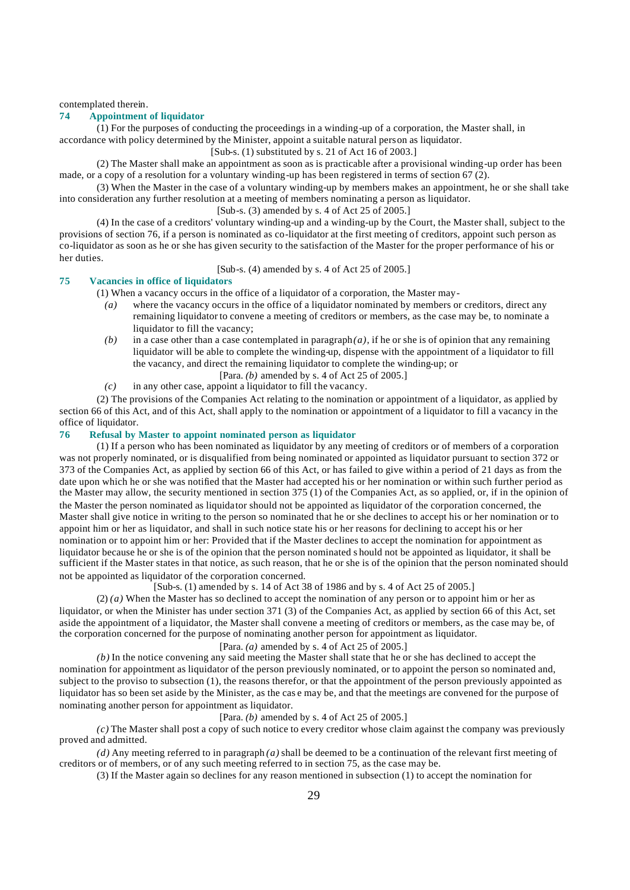contemplated therein.

## 74 Appointment of liquidator

(1) For the purposes of conducting the proceedings in a winding-up of a corporation, the Master shall, in accordance with policy determined by the Minister, appoint a suitable natural person as liquidator.

[Sub-s. (1) substituted by s. 21 of Act 16 of 2003.]

(2) The Master shall make an appointment as soon as is practicable after a provisional winding-up order has been made, or a copy of a resolution for a voluntary winding-up has been registered in terms of section 67 (2).

(3) When the Master in the case of a voluntary winding-up by members makes an appointment, he or she shall take into consideration any further resolution at a meeting of members nominating a person as liquidator.

[Sub-s. (3) amended by s. 4 of Act 25 of 2005.]

(4) In the case of a creditors' voluntary winding-up and a winding-up by the Court, the Master shall, subject to the provisions of section 76, if a person is nominated as co-liquidator at the first meeting of creditors, appoint such person as co-liquidator as soon as he or she has given security to the satisfaction of the Master for the proper performance of his or her duties.

[Sub-s. (4) amended by s. 4 of Act 25 of 2005.]

## 75 Vacancies in office of liquidators

(1) When a vacancy occurs in the office of a liquidator of a corporation, the Master may-

*(a)* where the vacancy occurs in the office of a liquidator nominated by members or creditors, direct any remaining liquidator to convene a meeting of creditors or members, as the case may be, to nominate a liquidator to fill the vacancy;

*(b)* in a case other than a case contemplated in paragraph *(a)*, if he or she is of opinion that any remaining liquidator will be able to complete the winding-up, dispense with the appointment of a liquidator to fill the vacancy, and direct the remaining liquidator to complete the winding-up; or

[Para. *(b)* amended by s. 4 of Act 25 of 2005.]

*(c)* in any other case, appoint a liquidator to fill the vacancy.

(2) The provisions of the Companies Act relating to the nomination or appointment of a liquidator, as applied by section 66 of this Act, and of this Act, shall apply to the nomination or appointment of a liquidator to fill a vacancy in the office of liquidator.

## 76 Refusal by Master to appoint nominated person as liquidator

(1) If a person who has been nominated as liquidator by any meeting of creditors or of members of a corporation was not properly nominated, or is disqualified from being nominated or appointed as liquidator pursuant to section 372 or 373 of the Companies Act, as applied by section 66 of this Act, or has failed to give within a period of 21 days as from the date upon which he or she was notified that the Master had accepted his or her nomination or within such further period as the Master may allow, the security mentioned in section 375 (1) of the Companies Act, as so applied, or, if in the opinion of the Master the person nominated as liquidator should not be appointed as liquidator of the corporation concerned, the Master shall give notice in writing to the person so nominated that he or she declines to accept his or her nomination or to appoint him or her as liquidator, and shall in such notice state his or her reasons for declining to accept his or her nomination or to appoint him or her: Provided that if the Master declines to accept the nomination for appointment as liquidator because he or she is of the opinion that the person nominated should not be appointed as liquidator, it shall be sufficient if the Master states in that notice, as such reason, that he or she is of the opinion that the person nominated should not be appointed as liquidator of the corporation concerned.

[Sub-s. (1) amended by s. 14 of Act 38 of 1986 and by s. 4 of Act 25 of 2005.]

(2) *(a)* When the Master has so declined to accept the nomination of any person or to appoint him or her as liquidator, or when the Minister has under section 371 (3) of the Companies Act, as applied by section 66 of this Act, set aside the appointment of a liquidator, the Master shall convene a meeting of creditors or members, as the case may be, of the corporation concerned for the purpose of nominating another person for appointment as liquidator.

[Para. *(a)* amended by s. 4 of Act 25 of 2005.]

*(b)* In the notice convening any said meeting the Master shall state that he or she has declined to accept the nomination for appointment as liquidator of the person previously nominated, or to appoint the person so nominated and, subject to the proviso to subsection (1), the reasons therefor, or that the appointment of the person previously appointed as liquidator has so been set aside by the Minister, as the case may be, and that the meetings are convened for the purpose of nominating another person for appointment as liquidator.

[Para. *(b)* amended by s. 4 of Act 25 of 2005.]

*(c)* The Master shall post a copy of such notice to every creditor whose claim against the company was previously proved and admitted.

*(d)* Any meeting referred to in paragraph *(a)* shall be deemed to be a continuation of the relevant first meeting of creditors or of members, or of any such meeting referred to in section 75, as the case may be.

(3) If the Master again so declines for any reason mentioned in subsection (1) to accept the nomination for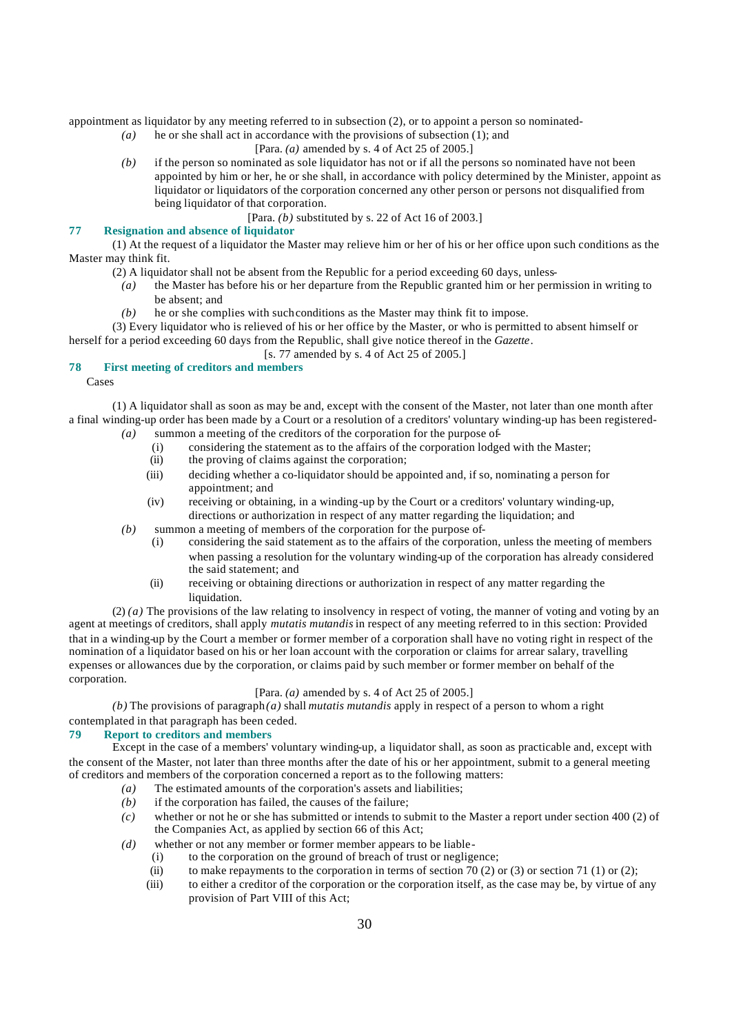appointment as liquidator by any meeting referred to in subsection (2), or to appoint a person so nominated-

*(a)* he or she shall act in accordance with the provisions of subsection (1); and

[Para. *(a)* amended by s. 4 of Act 25 of 2005.]

*(b)* if the person so nominated as sole liquidator has not or if all the persons so nominated have not been appointed by him or her, he or she shall, in accordance with policy determined by the Minister, appoint as liquidator or liquidators of the corporation concerned any other person or persons not disqualified from being liquidator of that corporation.

[Para. *(b)* substituted by s. 22 of Act 16 of 2003.]

### 77 Resignation and absence of liquidator

(1) At the request of a liquidator the Master may relieve him or her of his or her office upon such conditions as the Master may think fit.

(2) A liquidator shall not be absent from the Republic for a period exceeding 60 days, unless-

*(a)* the Master has before his or her departure from the Republic granted him or her permission in writing to be absent; and

*(b)* he or she complies with such conditions as the Master may think fit to impose.

(3) Every liquidator who is relieved of his or her office by the Master, or who is permitted to absent himself or herself for a period exceeding 60 days from the Republic, shall give notice thereof in the *Gazette*.

[s. 77 amended by s. 4 of Act 25 of 2005.]

### 78 First meeting of creditors and members

Cases

(1) A liquidator shall as soon as may be and, except with the consent of the Master, not later than one month after a final winding-up order has been made by a Court or a resolution of a creditors' voluntary winding-up has been registered-

*(a)* summon a meeting of the creditors of the corporation for the purpose of-

(i) considering the statement as to the affairs of the corporation lodged with the Master;

(ii) the proving of claims against the corporation;

(iii) deciding whether a co-liquidator should be appointed and, if so, nominating a person for appointment; and

(iv) receiving or obtaining, in a winding-up by the Court or a creditors' voluntary winding-up, directions or authorization in respect of any matter regarding the liquidation; and

*(b)* summon a meeting of members of the corporation for the purpose of-

(i) considering the said statement as to the affairs of the corporation, unless the meeting of members when passing a resolution for the voluntary winding-up of the corporation has already considered the said statement; and

(ii) receiving or obtaining directions or authorization in respect of any matter regarding the liquidation.

(2) *(a)* The provisions of the law relating to insolvency in respect of voting, the manner of voting and voting by an agent at meetings of creditors, shall apply *mutatis mutandis* in respect of any meeting referred to in this section: Provided that in a winding-up by the Court a member or former member of a corporation shall have no voting right in respect of the nomination of a liquidator based on his or her loan account with the corporation or claims for arrear salary, travelling expenses or allowances due by the corporation, or claims paid by such member or former member on behalf of the corporation.

[Para. *(a)* amended by s. 4 of Act 25 of 2005.]

*(b)* The provisions of paragraph *(a)* shall *mutatis mutandis* apply in respect of a person to whom a right contemplated in that paragraph has been ceded.

### 79 Report to creditors and members

Except in the case of a members' voluntary winding-up, a liquidator shall, as soon as practicable and, except with the consent of the Master, not later than three months after the date of his or her appointment, submit to a general meeting of creditors and members of the corporation concerned a report as to the following matters:

*(a)* The estimated amounts of the corporation's assets and liabilities;

*(b)* if the corporation has failed, the causes of the failure;

*(c)* whether or not he or she has submitted or intends to submit to the Master a report under section 400 (2) of the Companies Act, as applied by section 66 of this Act;

*(d)* whether or not any member or former member appears to be liable-

(i) to the corporation on the ground of breach of trust or negligence;

(ii) to make repayments to the corporation in terms of section 70 (2) or (3) or section 71 (1) or (2);

(iii) to either a creditor of the corporation or the corporation itself, as the case may be, by virtue of any provision of Part VIII of this Act;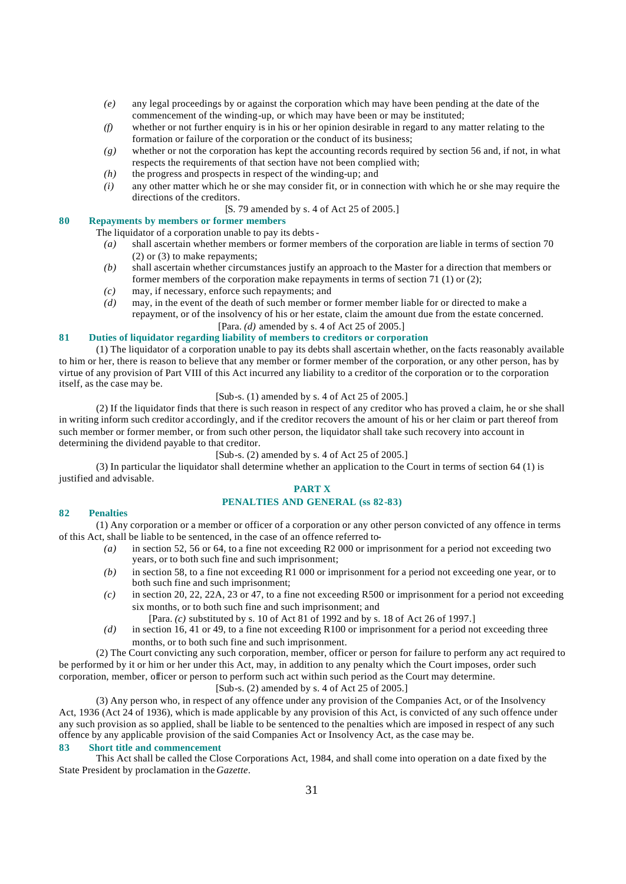- *(e)* any legal proceedings by or against the corporation which may have been pending at the date of the commencement of the winding-up, or which may have been or may be instituted;
- *(f)* whether or not further enquiry is in his or her opinion desirable in regard to any matter relating to the formation or failure of the corporation or the conduct of its business;
- *(g)* whether or not the corporation has kept the accounting records required by section 56 and, if not, in what respects the requirements of that section have not been complied with;
- *(h)* the progress and prospects in respect of the winding-up; and
- *(i)* any other matter which he or she may consider fit, or in connection with which he or she may require the directions of the creditors.

[S. 79 amended by s. 4 of Act 25 of 2005.]

### 80 Repayments by members or former members

The liquidator of a corporation unable to pay its debts -

- *(a)* shall ascertain whether members or former members of the corporation are liable in terms of section 70 (2) or (3) to make repayments;
- *(b)* shall ascertain whether circumstances justify an approach to the Master for a direction that members or former members of the corporation make repayments in terms of section 71 (1) or (2);
- *(c)* may, if necessary, enforce such repayments; and
- *(d)* may, in the event of the death of such member or former member liable for or directed to make a repayment, or of the insolvency of his or her estate, claim the amount due from the estate concerned.

[Para. *(d)* amended by s. 4 of Act 25 of 2005.]

### 81 Duties of liquidator regarding liability of members to creditors or corporation

(1) The liquidator of a corporation unable to pay its debts shall ascertain whether, on the facts reasonably available to him or her, there is reason to believe that any member or former member of the corporation, or any other person, has by virtue of any provision of Part VIII of this Act incurred any liability to a creditor of the corporation or to the corporation itself, as the case may be.

[Sub-s. (1) amended by s. 4 of Act 25 of 2005.]

(2) If the liquidator finds that there is such reason in respect of any creditor who has proved a claim, he or she shall in writing inform such creditor accordingly, and if the creditor recovers the amount of his or her claim or part thereof from such member or former member, or from such other person, the liquidator shall take such recovery into account in determining the dividend payable to that creditor.

[Sub-s. (2) amended by s. 4 of Act 25 of 2005.]

(3) In particular the liquidator shall determine whether an application to the Court in terms of section 64 (1) is justified and advisable.

## PART X

## PENALTIES AND GENERAL (ss 82-83)

### 82 Penalties

(1) Any corporation or a member or officer of a corporation or any other person convicted of any offence in terms of this Act, shall be liable to be sentenced, in the case of an offence referred to-

- *(a)* in section 52, 56 or 64, to a fine not exceeding R2 000 or imprisonment for a period not exceeding two years, or to both such fine and such imprisonment;
- *(b)* in section 58, to a fine not exceeding R1 000 or imprisonment for a period not exceeding one year, or to both such fine and such imprisonment;
- *(c)* in section 20, 22, 22A, 23 or 47, to a fine not exceeding R500 or imprisonment for a period not exceeding six months, or to both such fine and such imprisonment; and

  [Para. *(c)* substituted by s. 10 of Act 81 of 1992 and by s. 18 of Act 26 of 1997.]
- *(d)* in section 16, 41 or 49, to a fine not exceeding R100 or imprisonment for a period not exceeding three months, or to both such fine and such imprisonment.

(2) The Court convicting any such corporation, member, officer or person for failure to perform any act required to be performed by it or him or her under this Act, may, in addition to any penalty which the Court imposes, order such corporation, member, officer or person to perform such act within such period as the Court may determine.

[Sub-s. (2) amended by s. 4 of Act 25 of 2005.]

(3) Any person who, in respect of any offence under any provision of the Companies Act, or of the Insolvency Act, 1936 (Act 24 of 1936), which is made applicable by any provision of this Act, is convicted of any such offence under any such provision as so applied, shall be liable to be sentenced to the penalties which are imposed in respect of any such offence by any applicable provision of the said Companies Act or Insolvency Act, as the case may be.

### 83 Short title and commencement

This Act shall be called the Close Corporations Act, 1984, and shall come into operation on a date fixed by the State President by proclamation in the *Gazette*.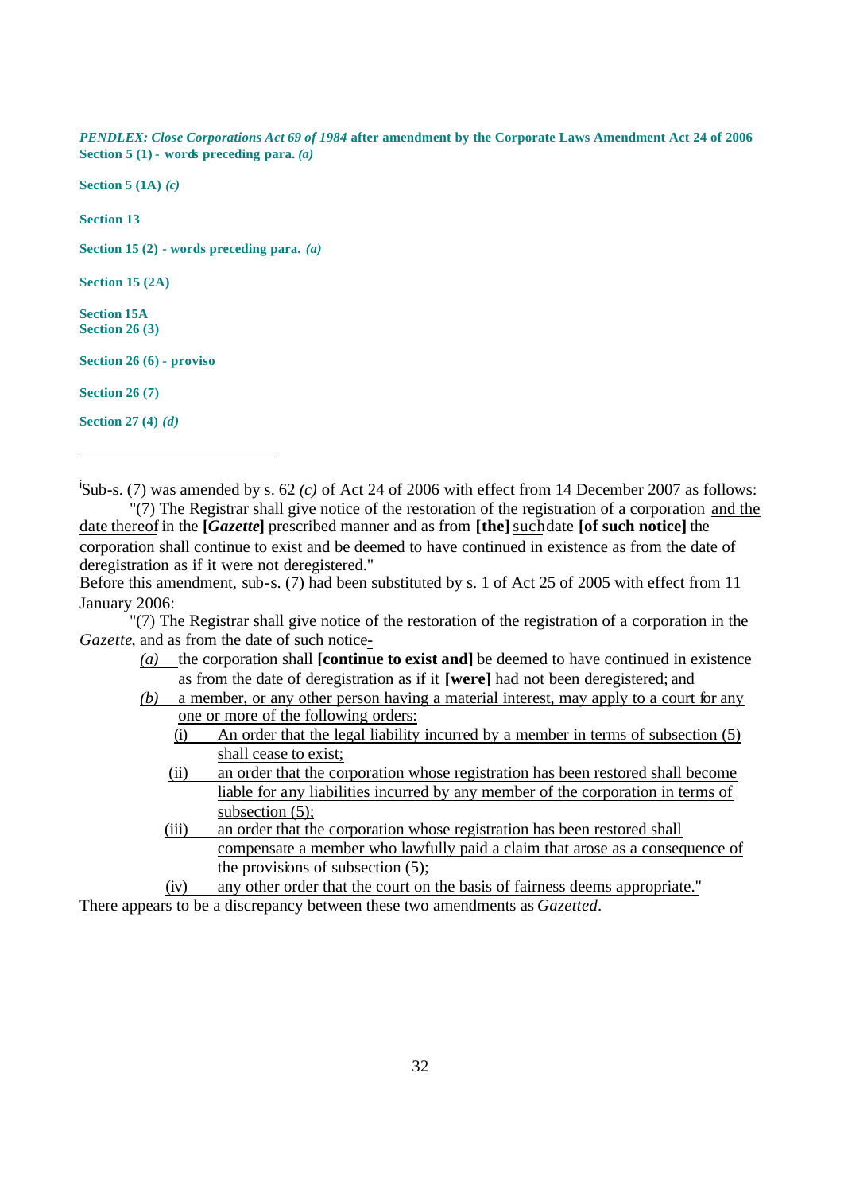***PENDLEX: Close Corporations Act 69 of 1984*** **after amendment by the Corporate Laws Amendment Act 24 of 2006**
**Section 5 (1) - words preceding para.** ***(a)***

**Section 5 (1A)** ***(c)***

**Section 13**

**Section 15 (2) - words preceding para.** ***(a)***

**Section 15 (2A)**

**Section 15A**
**Section 26 (3)**

**Section 26 (6) - proviso**

**Section 26 (7)**

**Section 27 (4)** ***(d)***

---

[i]Sub-s. (7) was amended by s. 62 *(c)* of Act 24 of 2006 with effect from 14 December 2007 as follows:

"(7) The Registrar shall give notice of the restoration of the registration of a corporation <u>and the date thereof</u> in the **[*Gazette*]** prescribed manner and as from **[the]** <u>such</u> date **[of such notice]** the corporation shall continue to exist and be deemed to have continued in existence as from the date of deregistration as if it were not deregistered."

Before this amendment, sub-s. (7) had been substituted by s. 1 of Act 25 of 2005 with effect from 11 January 2006:

"(7) The Registrar shall give notice of the restoration of the registration of a corporation in the *Gazette*, and as from the date of such notice<u>-</u>

> <u>*(a)*</u> the corporation shall **[continue to exist and]** be deemed to have continued in existence as from the date of deregistration as if it **[were]** had not been deregistered; and
>
> <u>*(b)* a member, or any other person having a material interest, may apply to a court for any one or more of the following orders:</u>
>
> <u>(i) An order that the legal liability incurred by a member in terms of subsection (5) shall cease to exist;</u>
>
> <u>(ii) an order that the corporation whose registration has been restored shall become liable for any liabilities incurred by any member of the corporation in terms of subsection (5);</u>
>
> <u>(iii) an order that the corporation whose registration has been restored shall compensate a member who lawfully paid a claim that arose as a consequence of the provisions of subsection (5);</u>
>
> <u>(iv) any other order that the court on the basis of fairness deems appropriate.</u>"

There appears to be a discrepancy between these two amendments as *Gazetted*.